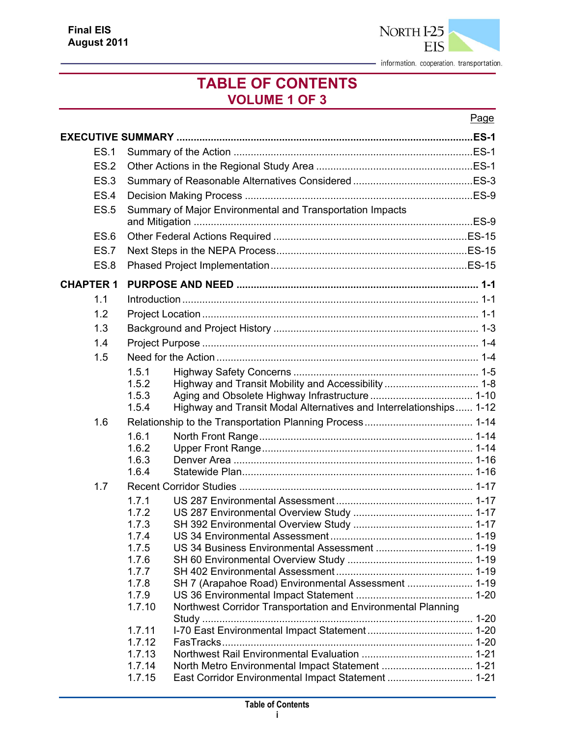Final EIS
August 2011

# TABLE OF CONTENTS
## VOLUME 1 OF 3

| | | Page |
|---|---|---|
| **EXECUTIVE SUMMARY** | | **ES-1** |
| ES.1 | Summary of the Action | ES-1 |
| ES.2 | Other Actions in the Regional Study Area | ES-1 |
| ES.3 | Summary of Reasonable Alternatives Considered | ES-3 |
| ES.4 | Decision Making Process | ES-9 |
| ES.5 | Summary of Major Environmental and Transportation Impacts and Mitigation | ES-9 |
| ES.6 | Other Federal Actions Required | ES-15 |
| ES.7 | Next Steps in the NEPA Process | ES-15 |
| ES.8 | Phased Project Implementation | ES-15 |
| **CHAPTER 1** | **PURPOSE AND NEED** | **1-1** |
| 1.1 | Introduction | 1-1 |
| 1.2 | Project Location | 1-1 |
| 1.3 | Background and Project History | 1-3 |
| 1.4 | Project Purpose | 1-4 |
| 1.5 | Need for the Action | 1-4 |
| 1.5.1 | Highway Safety Concerns | 1-5 |
| 1.5.2 | Highway and Transit Mobility and Accessibility | 1-8 |
| 1.5.3 | Aging and Obsolete Highway Infrastructure | 1-10 |
| 1.5.4 | Highway and Transit Modal Alternatives and Interrelationships | 1-12 |
| 1.6 | Relationship to the Transportation Planning Process | 1-14 |
| 1.6.1 | North Front Range | 1-14 |
| 1.6.2 | Upper Front Range | 1-14 |
| 1.6.3 | Denver Area | 1-16 |
| 1.6.4 | Statewide Plan | 1-16 |
| 1.7 | Recent Corridor Studies | 1-17 |
| 1.7.1 | US 287 Environmental Assessment | 1-17 |
| 1.7.2 | US 287 Environmental Overview Study | 1-17 |
| 1.7.3 | SH 392 Environmental Overview Study | 1-17 |
| 1.7.4 | US 34 Environmental Assessment | 1-19 |
| 1.7.5 | US 34 Business Environmental Assessment | 1-19 |
| 1.7.6 | SH 60 Environmental Overview Study | 1-19 |
| 1.7.7 | SH 402 Environmental Assessment | 1-19 |
| 1.7.8 | SH 7 (Arapahoe Road) Environmental Assessment | 1-19 |
| 1.7.9 | US 36 Environmental Impact Statement | 1-20 |
| 1.7.10 | Northwest Corridor Transportation and Environmental Planning Study | 1-20 |
| 1.7.11 | I-70 East Environmental Impact Statement | 1-20 |
| 1.7.12 | FasTracks | 1-20 |
| 1.7.13 | Northwest Rail Environmental Evaluation | 1-21 |
| 1.7.14 | North Metro Environmental Impact Statement | 1-21 |
| 1.7.15 | East Corridor Environmental Impact Statement | 1-21 |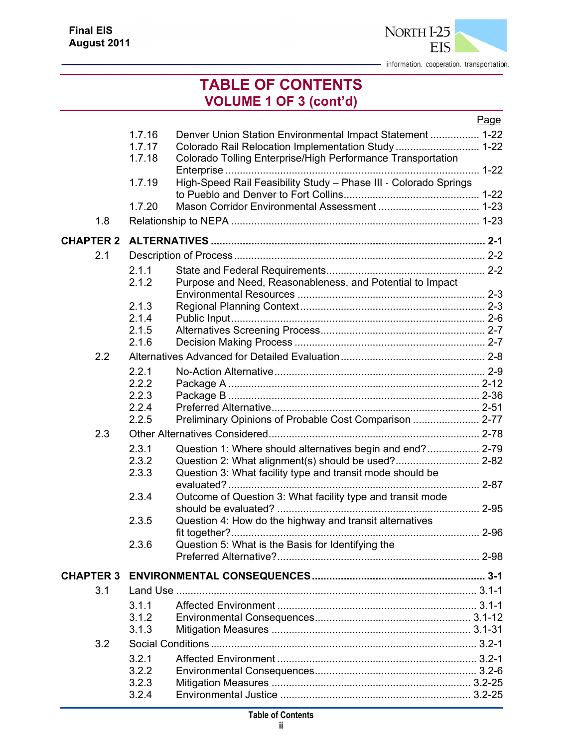# TABLE OF CONTENTS
## VOLUME 1 OF 3 (cont'd)

| | | | Page |
|---|---|---|---|
| | 1.7.16 | Denver Union Station Environmental Impact Statement | 1-22 |
| | 1.7.17 | Colorado Rail Relocation Implementation Study | 1-22 |
| | 1.7.18 | Colorado Tolling Enterprise/High Performance Transportation Enterprise | 1-22 |
| | 1.7.19 | High-Speed Rail Feasibility Study – Phase III - Colorado Springs to Pueblo and Denver to Fort Collins | 1-22 |
| | 1.7.20 | Mason Corridor Environmental Assessment | 1-23 |
| 1.8 | Relationship to NEPA | | 1-23 |
| **CHAPTER 2** | **ALTERNATIVES** | | **2-1** |
| 2.1 | Description of Process | | 2-2 |
| | 2.1.1 | State and Federal Requirements | 2-2 |
| | 2.1.2 | Purpose and Need, Reasonableness, and Potential to Impact Environmental Resources | 2-3 |
| | 2.1.3 | Regional Planning Context | 2-3 |
| | 2.1.4 | Public Input | 2-6 |
| | 2.1.5 | Alternatives Screening Process | 2-7 |
| | 2.1.6 | Decision Making Process | 2-7 |
| 2.2 | Alternatives Advanced for Detailed Evaluation | | 2-8 |
| | 2.2.1 | No-Action Alternative | 2-9 |
| | 2.2.2 | Package A | 2-12 |
| | 2.2.3 | Package B | 2-36 |
| | 2.2.4 | Preferred Alternative | 2-51 |
| | 2.2.5 | Preliminary Opinions of Probable Cost Comparison | 2-77 |
| 2.3 | Other Alternatives Considered | | 2-78 |
| | 2.3.1 | Question 1: Where should alternatives begin and end? | 2-79 |
| | 2.3.2 | Question 2: What alignment(s) should be used? | 2-82 |
| | 2.3.3 | Question 3: What facility type and transit mode should be evaluated? | 2-87 |
| | 2.3.4 | Outcome of Question 3: What facility type and transit mode should be evaluated? | 2-95 |
| | 2.3.5 | Question 4: How do the highway and transit alternatives fit together? | 2-96 |
| | 2.3.6 | Question 5: What is the Basis for Identifying the Preferred Alternative? | 2-98 |
| **CHAPTER 3** | **ENVIRONMENTAL CONSEQUENCES** | | **3-1** |
| 3.1 | Land Use | | 3.1-1 |
| | 3.1.1 | Affected Environment | 3.1-1 |
| | 3.1.2 | Environmental Consequences | 3.1-12 |
| | 3.1.3 | Mitigation Measures | 3.1-31 |
| 3.2 | Social Conditions | | 3.2-1 |
| | 3.2.1 | Affected Environment | 3.2-1 |
| | 3.2.2 | Environmental Consequences | 3.2-6 |
| | 3.2.3 | Mitigation Measures | 3.2-25 |
| | 3.2.4 | Environmental Justice | 3.2-25 |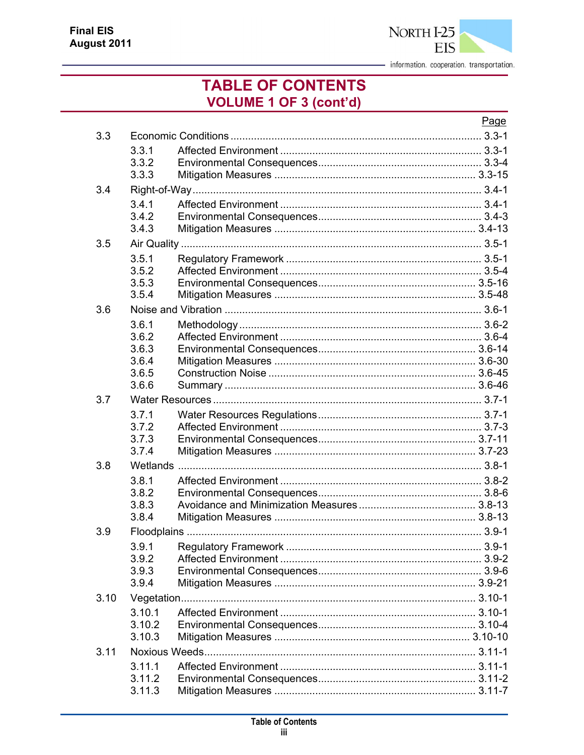# TABLE OF CONTENTS
## VOLUME 1 OF 3 (cont'd)

| | | Page |
|---|---|---|
| 3.3 | Economic Conditions | 3.3-1 |
| 3.3.1 | Affected Environment | 3.3-1 |
| 3.3.2 | Environmental Consequences | 3.3-4 |
| 3.3.3 | Mitigation Measures | 3.3-15 |
| 3.4 | Right-of-Way | 3.4-1 |
| 3.4.1 | Affected Environment | 3.4-1 |
| 3.4.2 | Environmental Consequences | 3.4-3 |
| 3.4.3 | Mitigation Measures | 3.4-13 |
| 3.5 | Air Quality | 3.5-1 |
| 3.5.1 | Regulatory Framework | 3.5-1 |
| 3.5.2 | Affected Environment | 3.5-4 |
| 3.5.3 | Environmental Consequences | 3.5-16 |
| 3.5.4 | Mitigation Measures | 3.5-48 |
| 3.6 | Noise and Vibration | 3.6-1 |
| 3.6.1 | Methodology | 3.6-2 |
| 3.6.2 | Affected Environment | 3.6-4 |
| 3.6.3 | Environmental Consequences | 3.6-14 |
| 3.6.4 | Mitigation Measures | 3.6-30 |
| 3.6.5 | Construction Noise | 3.6-45 |
| 3.6.6 | Summary | 3.6-46 |
| 3.7 | Water Resources | 3.7-1 |
| 3.7.1 | Water Resources Regulations | 3.7-1 |
| 3.7.2 | Affected Environment | 3.7-3 |
| 3.7.3 | Environmental Consequences | 3.7-11 |
| 3.7.4 | Mitigation Measures | 3.7-23 |
| 3.8 | Wetlands | 3.8-1 |
| 3.8.1 | Affected Environment | 3.8-2 |
| 3.8.2 | Environmental Consequences | 3.8-6 |
| 3.8.3 | Avoidance and Minimization Measures | 3.8-13 |
| 3.8.4 | Mitigation Measures | 3.8-13 |
| 3.9 | Floodplains | 3.9-1 |
| 3.9.1 | Regulatory Framework | 3.9-1 |
| 3.9.2 | Affected Environment | 3.9-2 |
| 3.9.3 | Environmental Consequences | 3.9-6 |
| 3.9.4 | Mitigation Measures | 3.9-21 |
| 3.10 | Vegetation | 3.10-1 |
| 3.10.1 | Affected Environment | 3.10-1 |
| 3.10.2 | Environmental Consequences | 3.10-4 |
| 3.10.3 | Mitigation Measures | 3.10-10 |
| 3.11 | Noxious Weeds | 3.11-1 |
| 3.11.1 | Affected Environment | 3.11-1 |
| 3.11.2 | Environmental Consequences | 3.11-2 |
| 3.11.3 | Mitigation Measures | 3.11-7 |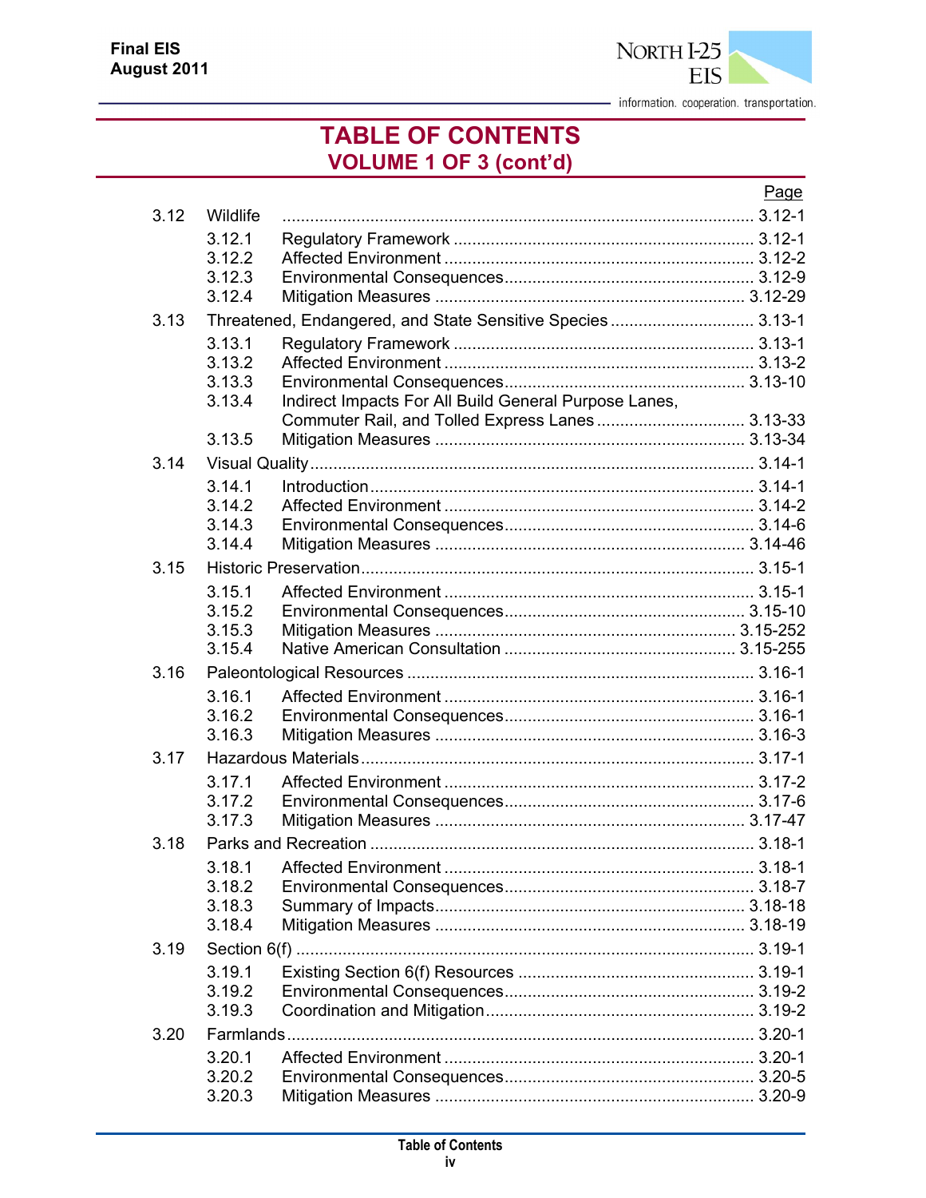# TABLE OF CONTENTS
## VOLUME 1 OF 3 (cont'd)

| | | | Page |
|---|---|---|---|
| 3.12 | Wildlife | | 3.12-1 |
| | 3.12.1 | Regulatory Framework | 3.12-1 |
| | 3.12.2 | Affected Environment | 3.12-2 |
| | 3.12.3 | Environmental Consequences | 3.12-9 |
| | 3.12.4 | Mitigation Measures | 3.12-29 |
| 3.13 | Threatened, Endangered, and State Sensitive Species | | 3.13-1 |
| | 3.13.1 | Regulatory Framework | 3.13-1 |
| | 3.13.2 | Affected Environment | 3.13-2 |
| | 3.13.3 | Environmental Consequences | 3.13-10 |
| | 3.13.4 | Indirect Impacts For All Build General Purpose Lanes, Commuter Rail, and Tolled Express Lanes | 3.13-33 |
| | 3.13.5 | Mitigation Measures | 3.13-34 |
| 3.14 | Visual Quality | | 3.14-1 |
| | 3.14.1 | Introduction | 3.14-1 |
| | 3.14.2 | Affected Environment | 3.14-2 |
| | 3.14.3 | Environmental Consequences | 3.14-6 |
| | 3.14.4 | Mitigation Measures | 3.14-46 |
| 3.15 | Historic Preservation | | 3.15-1 |
| | 3.15.1 | Affected Environment | 3.15-1 |
| | 3.15.2 | Environmental Consequences | 3.15-10 |
| | 3.15.3 | Mitigation Measures | 3.15-252 |
| | 3.15.4 | Native American Consultation | 3.15-255 |
| 3.16 | Paleontological Resources | | 3.16-1 |
| | 3.16.1 | Affected Environment | 3.16-1 |
| | 3.16.2 | Environmental Consequences | 3.16-1 |
| | 3.16.3 | Mitigation Measures | 3.16-3 |
| 3.17 | Hazardous Materials | | 3.17-1 |
| | 3.17.1 | Affected Environment | 3.17-2 |
| | 3.17.2 | Environmental Consequences | 3.17-6 |
| | 3.17.3 | Mitigation Measures | 3.17-47 |
| 3.18 | Parks and Recreation | | 3.18-1 |
| | 3.18.1 | Affected Environment | 3.18-1 |
| | 3.18.2 | Environmental Consequences | 3.18-7 |
| | 3.18.3 | Summary of Impacts | 3.18-18 |
| | 3.18.4 | Mitigation Measures | 3.18-19 |
| 3.19 | Section 6(f) | | 3.19-1 |
| | 3.19.1 | Existing Section 6(f) Resources | 3.19-1 |
| | 3.19.2 | Environmental Consequences | 3.19-2 |
| | 3.19.3 | Coordination and Mitigation | 3.19-2 |
| 3.20 | Farmlands | | 3.20-1 |
| | 3.20.1 | Affected Environment | 3.20-1 |
| | 3.20.2 | Environmental Consequences | 3.20-5 |
| | 3.20.3 | Mitigation Measures | 3.20-9 |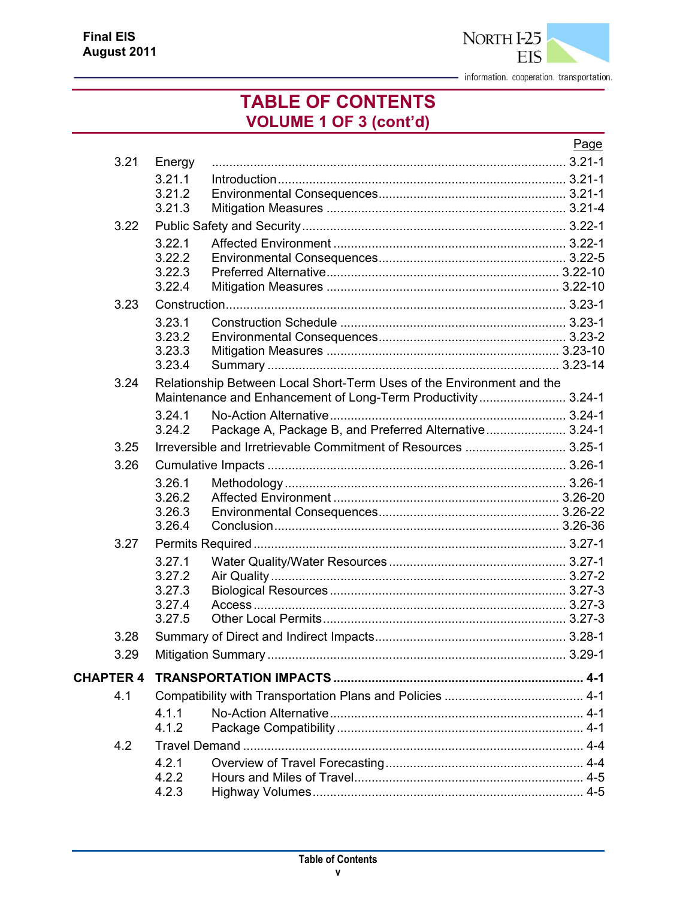# TABLE OF CONTENTS
## VOLUME 1 OF 3 (cont'd)

| | | | Page |
|---|---|---|---|
| 3.21 | Energy | | 3.21-1 |
| | 3.21.1 | Introduction | 3.21-1 |
| | 3.21.2 | Environmental Consequences | 3.21-1 |
| | 3.21.3 | Mitigation Measures | 3.21-4 |
| 3.22 | Public Safety and Security | | 3.22-1 |
| | 3.22.1 | Affected Environment | 3.22-1 |
| | 3.22.2 | Environmental Consequences | 3.22-5 |
| | 3.22.3 | Preferred Alternative | 3.22-10 |
| | 3.22.4 | Mitigation Measures | 3.22-10 |
| 3.23 | Construction | | 3.23-1 |
| | 3.23.1 | Construction Schedule | 3.23-1 |
| | 3.23.2 | Environmental Consequences | 3.23-2 |
| | 3.23.3 | Mitigation Measures | 3.23-10 |
| | 3.23.4 | Summary | 3.23-14 |
| 3.24 | Relationship Between Local Short-Term Uses of the Environment and the Maintenance and Enhancement of Long-Term Productivity | | 3.24-1 |
| | 3.24.1 | No-Action Alternative | 3.24-1 |
| | 3.24.2 | Package A, Package B, and Preferred Alternative | 3.24-1 |
| 3.25 | Irreversible and Irretrievable Commitment of Resources | | 3.25-1 |
| 3.26 | Cumulative Impacts | | 3.26-1 |
| | 3.26.1 | Methodology | 3.26-1 |
| | 3.26.2 | Affected Environment | 3.26-20 |
| | 3.26.3 | Environmental Consequences | 3.26-22 |
| | 3.26.4 | Conclusion | 3.26-36 |
| 3.27 | Permits Required | | 3.27-1 |
| | 3.27.1 | Water Quality/Water Resources | 3.27-1 |
| | 3.27.2 | Air Quality | 3.27-2 |
| | 3.27.3 | Biological Resources | 3.27-3 |
| | 3.27.4 | Access | 3.27-3 |
| | 3.27.5 | Other Local Permits | 3.27-3 |
| 3.28 | Summary of Direct and Indirect Impacts | | 3.28-1 |
| 3.29 | Mitigation Summary | | 3.29-1 |
| **CHAPTER 4** | **TRANSPORTATION IMPACTS** | | **4-1** |
| 4.1 | Compatibility with Transportation Plans and Policies | | 4-1 |
| | 4.1.1 | No-Action Alternative | 4-1 |
| | 4.1.2 | Package Compatibility | 4-1 |
| 4.2 | Travel Demand | | 4-4 |
| | 4.2.1 | Overview of Travel Forecasting | 4-4 |
| | 4.2.2 | Hours and Miles of Travel | 4-5 |
| | 4.2.3 | Highway Volumes | 4-5 |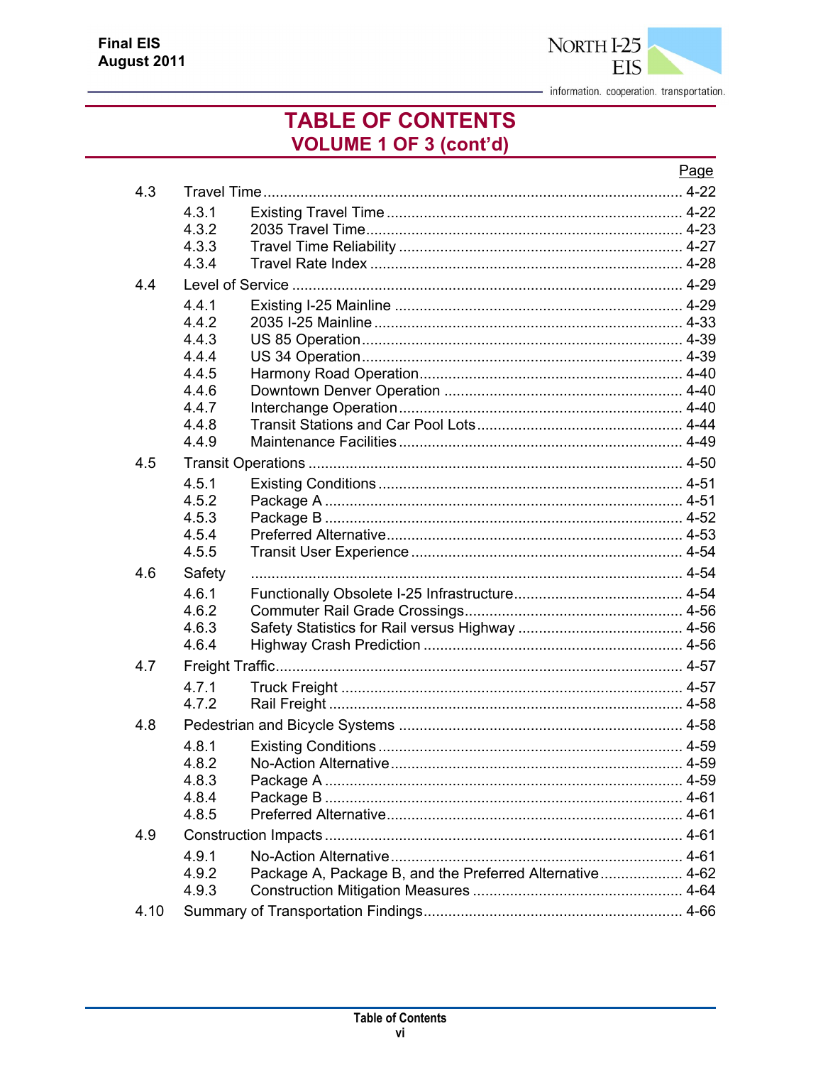# TABLE OF CONTENTS

## VOLUME 1 OF 3 (cont'd)

| | | Page |
|---|---|---|
| 4.3 | Travel Time | 4-22 |
| 4.3.1 | Existing Travel Time | 4-22 |
| 4.3.2 | 2035 Travel Time | 4-23 |
| 4.3.3 | Travel Time Reliability | 4-27 |
| 4.3.4 | Travel Rate Index | 4-28 |
| 4.4 | Level of Service | 4-29 |
| 4.4.1 | Existing I-25 Mainline | 4-29 |
| 4.4.2 | 2035 I-25 Mainline | 4-33 |
| 4.4.3 | US 85 Operation | 4-39 |
| 4.4.4 | US 34 Operation | 4-39 |
| 4.4.5 | Harmony Road Operation | 4-40 |
| 4.4.6 | Downtown Denver Operation | 4-40 |
| 4.4.7 | Interchange Operation | 4-40 |
| 4.4.8 | Transit Stations and Car Pool Lots | 4-44 |
| 4.4.9 | Maintenance Facilities | 4-49 |
| 4.5 | Transit Operations | 4-50 |
| 4.5.1 | Existing Conditions | 4-51 |
| 4.5.2 | Package A | 4-51 |
| 4.5.3 | Package B | 4-52 |
| 4.5.4 | Preferred Alternative | 4-53 |
| 4.5.5 | Transit User Experience | 4-54 |
| 4.6 | Safety | 4-54 |
| 4.6.1 | Functionally Obsolete I-25 Infrastructure | 4-54 |
| 4.6.2 | Commuter Rail Grade Crossings | 4-56 |
| 4.6.3 | Safety Statistics for Rail versus Highway | 4-56 |
| 4.6.4 | Highway Crash Prediction | 4-56 |
| 4.7 | Freight Traffic | 4-57 |
| 4.7.1 | Truck Freight | 4-57 |
| 4.7.2 | Rail Freight | 4-58 |
| 4.8 | Pedestrian and Bicycle Systems | 4-58 |
| 4.8.1 | Existing Conditions | 4-59 |
| 4.8.2 | No-Action Alternative | 4-59 |
| 4.8.3 | Package A | 4-59 |
| 4.8.4 | Package B | 4-61 |
| 4.8.5 | Preferred Alternative | 4-61 |
| 4.9 | Construction Impacts | 4-61 |
| 4.9.1 | No-Action Alternative | 4-61 |
| 4.9.2 | Package A, Package B, and the Preferred Alternative | 4-62 |
| 4.9.3 | Construction Mitigation Measures | 4-64 |
| 4.10 | Summary of Transportation Findings | 4-66 |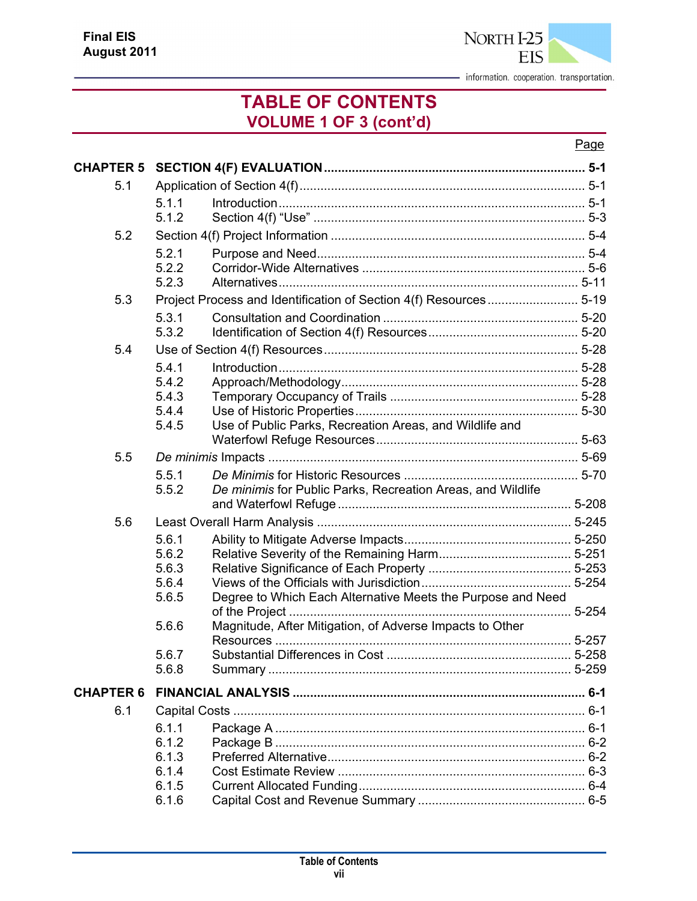# TABLE OF CONTENTS
## VOLUME 1 OF 3 (cont'd)

| | | | Page |
|---|---|---|---|
| **CHAPTER 5** | **SECTION 4(F) EVALUATION** | | **5-1** |
| 5.1 | Application of Section 4(f) | | 5-1 |
| | 5.1.1 | Introduction | 5-1 |
| | 5.1.2 | Section 4(f) "Use" | 5-3 |
| 5.2 | Section 4(f) Project Information | | 5-4 |
| | 5.2.1 | Purpose and Need | 5-4 |
| | 5.2.2 | Corridor-Wide Alternatives | 5-6 |
| | 5.2.3 | Alternatives | 5-11 |
| 5.3 | Project Process and Identification of Section 4(f) Resources | | 5-19 |
| | 5.3.1 | Consultation and Coordination | 5-20 |
| | 5.3.2 | Identification of Section 4(f) Resources | 5-20 |
| 5.4 | Use of Section 4(f) Resources | | 5-28 |
| | 5.4.1 | Introduction | 5-28 |
| | 5.4.2 | Approach/Methodology | 5-28 |
| | 5.4.3 | Temporary Occupancy of Trails | 5-28 |
| | 5.4.4 | Use of Historic Properties | 5-30 |
| | 5.4.5 | Use of Public Parks, Recreation Areas, and Wildlife and Waterfowl Refuge Resources | 5-63 |
| 5.5 | *De minimis* Impacts | | 5-69 |
| | 5.5.1 | *De Minimis* for Historic Resources | 5-70 |
| | 5.5.2 | *De minimis* for Public Parks, Recreation Areas, and Wildlife and Waterfowl Refuge | 5-208 |
| 5.6 | Least Overall Harm Analysis | | 5-245 |
| | 5.6.1 | Ability to Mitigate Adverse Impacts | 5-250 |
| | 5.6.2 | Relative Severity of the Remaining Harm | 5-251 |
| | 5.6.3 | Relative Significance of Each Property | 5-253 |
| | 5.6.4 | Views of the Officials with Jurisdiction | 5-254 |
| | 5.6.5 | Degree to Which Each Alternative Meets the Purpose and Need of the Project | 5-254 |
| | 5.6.6 | Magnitude, After Mitigation, of Adverse Impacts to Other Resources | 5-257 |
| | 5.6.7 | Substantial Differences in Cost | 5-258 |
| | 5.6.8 | Summary | 5-259 |
| **CHAPTER 6** | **FINANCIAL ANALYSIS** | | **6-1** |
| 6.1 | Capital Costs | | 6-1 |
| | 6.1.1 | Package A | 6-1 |
| | 6.1.2 | Package B | 6-2 |
| | 6.1.3 | Preferred Alternative | 6-2 |
| | 6.1.4 | Cost Estimate Review | 6-3 |
| | 6.1.5 | Current Allocated Funding | 6-4 |
| | 6.1.6 | Capital Cost and Revenue Summary | 6-5 |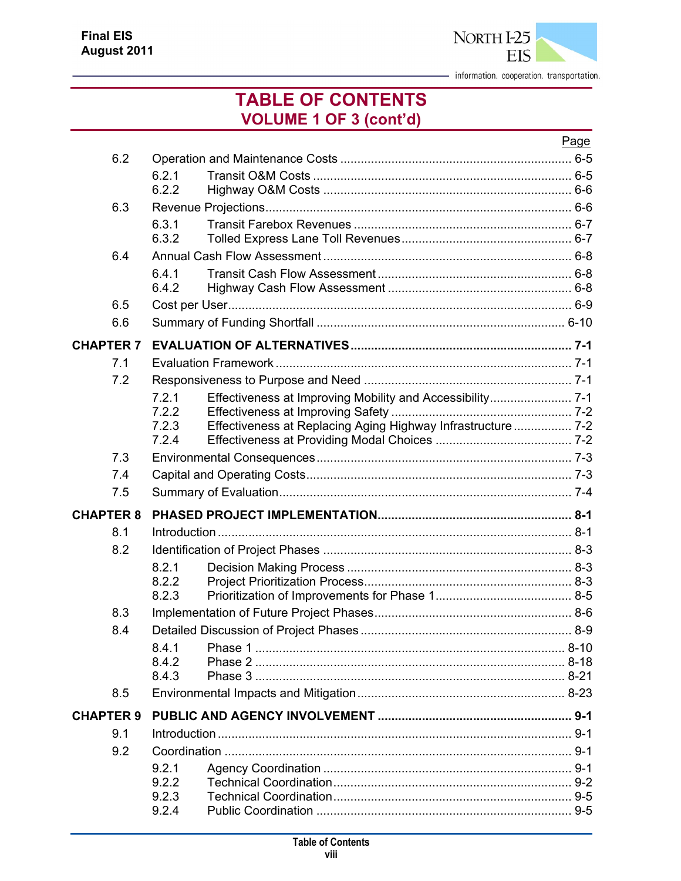# TABLE OF CONTENTS
## VOLUME 1 OF 3 (cont'd)

| | | Page |
|---|---|---|
| 6.2 | Operation and Maintenance Costs | 6-5 |
| | 6.2.1 Transit O&M Costs | 6-5 |
| | 6.2.2 Highway O&M Costs | 6-6 |
| 6.3 | Revenue Projections | 6-6 |
| | 6.3.1 Transit Farebox Revenues | 6-7 |
| | 6.3.2 Tolled Express Lane Toll Revenues | 6-7 |
| 6.4 | Annual Cash Flow Assessment | 6-8 |
| | 6.4.1 Transit Cash Flow Assessment | 6-8 |
| | 6.4.2 Highway Cash Flow Assessment | 6-8 |
| 6.5 | Cost per User | 6-9 |
| 6.6 | Summary of Funding Shortfall | 6-10 |
| **CHAPTER 7** | **EVALUATION OF ALTERNATIVES** | **7-1** |
| 7.1 | Evaluation Framework | 7-1 |
| 7.2 | Responsiveness to Purpose and Need | 7-1 |
| | 7.2.1 Effectiveness at Improving Mobility and Accessibility | 7-1 |
| | 7.2.2 Effectiveness at Improving Safety | 7-2 |
| | 7.2.3 Effectiveness at Replacing Aging Highway Infrastructure | 7-2 |
| | 7.2.4 Effectiveness at Providing Modal Choices | 7-2 |
| 7.3 | Environmental Consequences | 7-3 |
| 7.4 | Capital and Operating Costs | 7-3 |
| 7.5 | Summary of Evaluation | 7-4 |
| **CHAPTER 8** | **PHASED PROJECT IMPLEMENTATION** | **8-1** |
| 8.1 | Introduction | 8-1 |
| 8.2 | Identification of Project Phases | 8-3 |
| | 8.2.1 Decision Making Process | 8-3 |
| | 8.2.2 Project Prioritization Process | 8-3 |
| | 8.2.3 Prioritization of Improvements for Phase 1 | 8-5 |
| 8.3 | Implementation of Future Project Phases | 8-6 |
| 8.4 | Detailed Discussion of Project Phases | 8-9 |
| | 8.4.1 Phase 1 | 8-10 |
| | 8.4.2 Phase 2 | 8-18 |
| | 8.4.3 Phase 3 | 8-21 |
| 8.5 | Environmental Impacts and Mitigation | 8-23 |
| **CHAPTER 9** | **PUBLIC AND AGENCY INVOLVEMENT** | **9-1** |
| 9.1 | Introduction | 9-1 |
| 9.2 | Coordination | 9-1 |
| | 9.2.1 Agency Coordination | 9-1 |
| | 9.2.2 Technical Coordination | 9-2 |
| | 9.2.3 Technical Coordination | 9-5 |
| | 9.2.4 Public Coordination | 9-5 |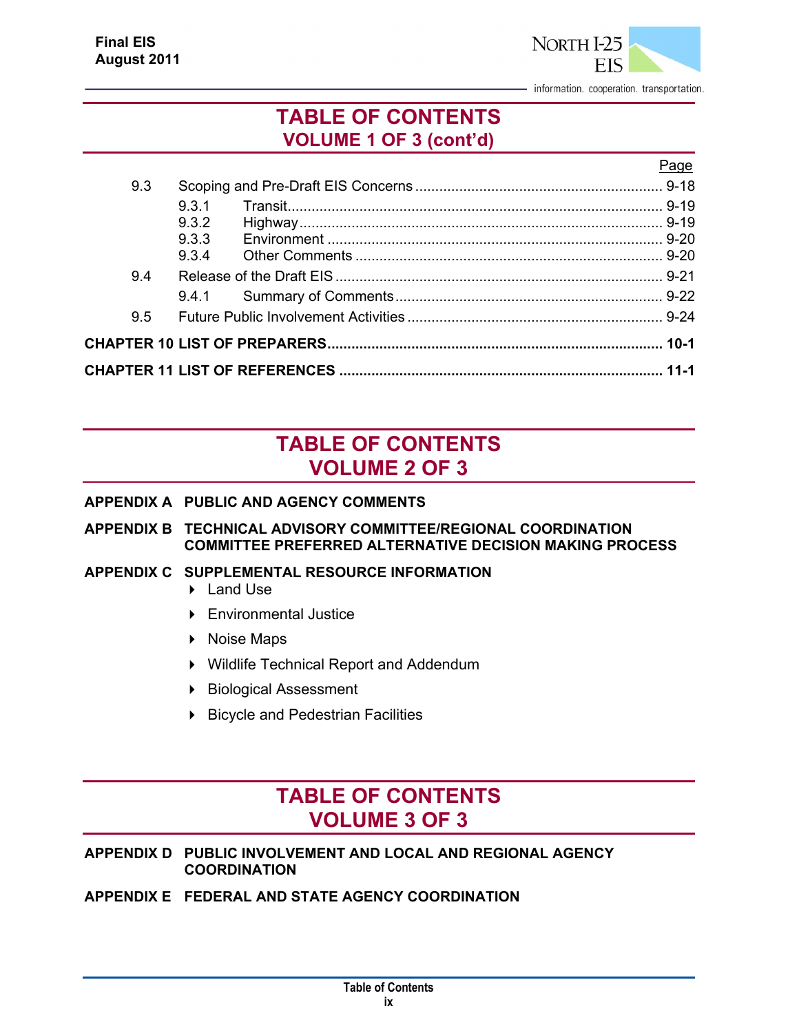# TABLE OF CONTENTS
## VOLUME 1 OF 3 (cont'd)

| | | Page |
|---|---|---|
| 9.3 | Scoping and Pre-Draft EIS Concerns | 9-18 |
| 9.3.1 | Transit | 9-19 |
| 9.3.2 | Highway | 9-19 |
| 9.3.3 | Environment | 9-20 |
| 9.3.4 | Other Comments | 9-20 |
| 9.4 | Release of the Draft EIS | 9-21 |
| 9.4.1 | Summary of Comments | 9-22 |
| 9.5 | Future Public Involvement Activities | 9-24 |
| **CHAPTER 10** | **LIST OF PREPARERS** | **10-1** |
| **CHAPTER 11** | **LIST OF REFERENCES** | **11-1** |

# TABLE OF CONTENTS
## VOLUME 2 OF 3

**APPENDIX A PUBLIC AND AGENCY COMMENTS**

**APPENDIX B TECHNICAL ADVISORY COMMITTEE/REGIONAL COORDINATION COMMITTEE PREFERRED ALTERNATIVE DECISION MAKING PROCESS**

**APPENDIX C SUPPLEMENTAL RESOURCE INFORMATION**

- Land Use
- Environmental Justice
- Noise Maps
- Wildlife Technical Report and Addendum
- Biological Assessment
- Bicycle and Pedestrian Facilities

# TABLE OF CONTENTS
## VOLUME 3 OF 3

**APPENDIX D PUBLIC INVOLVEMENT AND LOCAL AND REGIONAL AGENCY COORDINATION**

**APPENDIX E FEDERAL AND STATE AGENCY COORDINATION**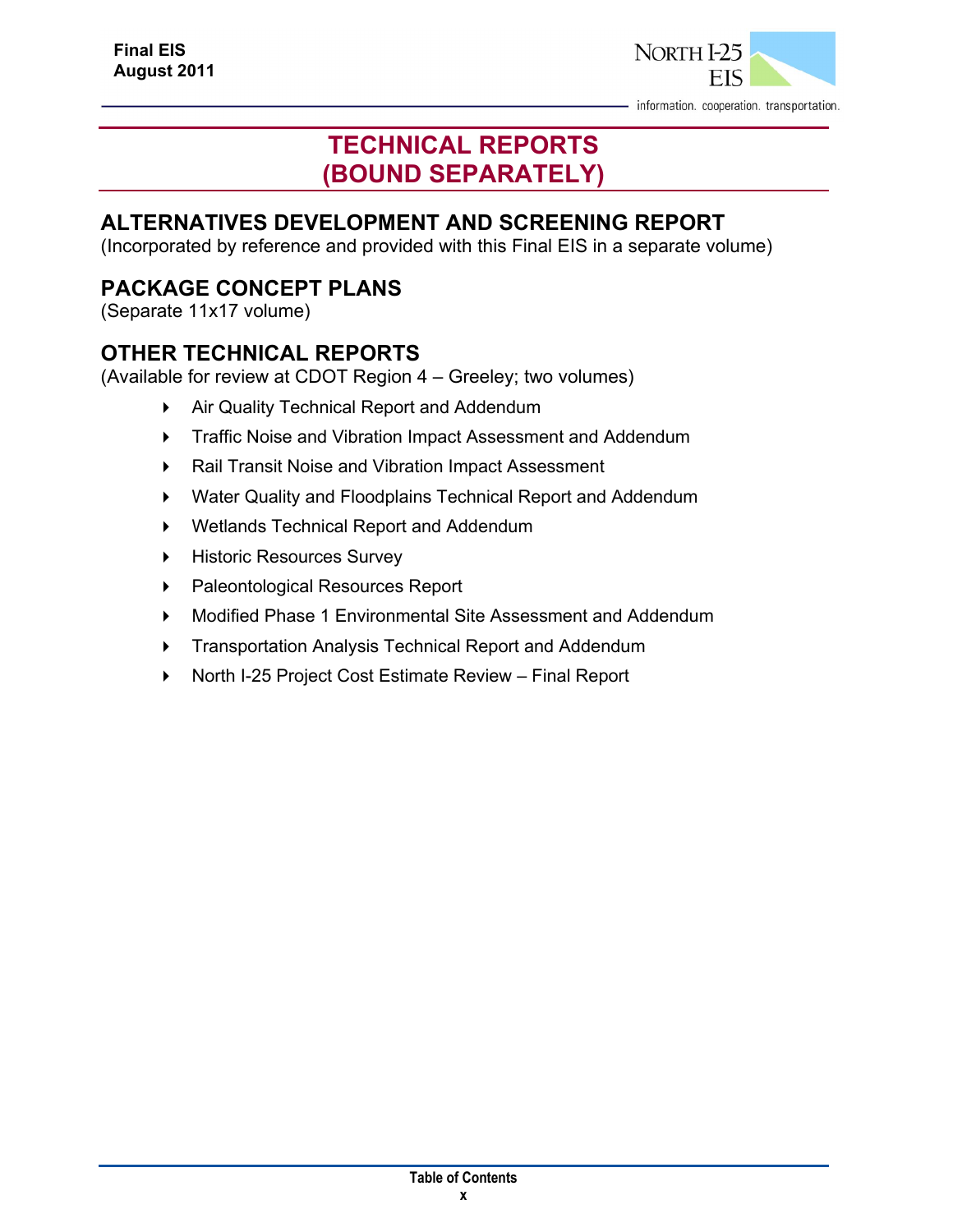# TECHNICAL REPORTS (BOUND SEPARATELY)

## ALTERNATIVES DEVELOPMENT AND SCREENING REPORT

(Incorporated by reference and provided with this Final EIS in a separate volume)

## PACKAGE CONCEPT PLANS

(Separate 11x17 volume)

## OTHER TECHNICAL REPORTS

(Available for review at CDOT Region 4 – Greeley; two volumes)

- Air Quality Technical Report and Addendum
- Traffic Noise and Vibration Impact Assessment and Addendum
- Rail Transit Noise and Vibration Impact Assessment
- Water Quality and Floodplains Technical Report and Addendum
- Wetlands Technical Report and Addendum
- Historic Resources Survey
- Paleontological Resources Report
- Modified Phase 1 Environmental Site Assessment and Addendum
- Transportation Analysis Technical Report and Addendum
- North I-25 Project Cost Estimate Review – Final Report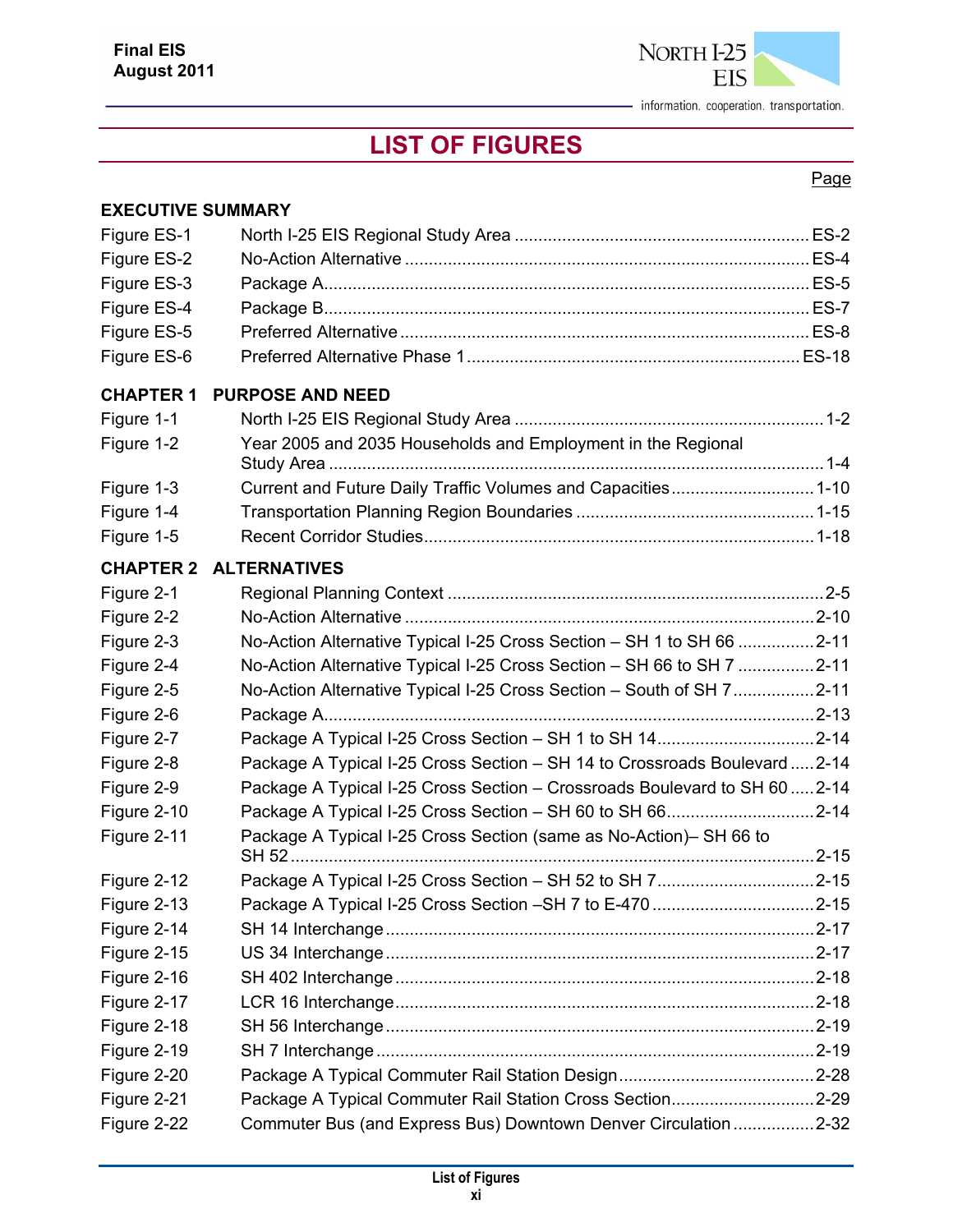# LIST OF FIGURES

| | | Page |
|---|---|---|
| **EXECUTIVE SUMMARY** | | |
| Figure ES-1 | North I-25 EIS Regional Study Area | ES-2 |
| Figure ES-2 | No-Action Alternative | ES-4 |
| Figure ES-3 | Package A | ES-5 |
| Figure ES-4 | Package B | ES-7 |
| Figure ES-5 | Preferred Alternative | ES-8 |
| Figure ES-6 | Preferred Alternative Phase 1 | ES-18 |
| **CHAPTER 1** | **PURPOSE AND NEED** | |
| Figure 1-1 | North I-25 EIS Regional Study Area | 1-2 |
| Figure 1-2 | Year 2005 and 2035 Households and Employment in the Regional Study Area | 1-4 |
| Figure 1-3 | Current and Future Daily Traffic Volumes and Capacities | 1-10 |
| Figure 1-4 | Transportation Planning Region Boundaries | 1-15 |
| Figure 1-5 | Recent Corridor Studies | 1-18 |
| **CHAPTER 2** | **ALTERNATIVES** | |
| Figure 2-1 | Regional Planning Context | 2-5 |
| Figure 2-2 | No-Action Alternative | 2-10 |
| Figure 2-3 | No-Action Alternative Typical I-25 Cross Section – SH 1 to SH 66 | 2-11 |
| Figure 2-4 | No-Action Alternative Typical I-25 Cross Section – SH 66 to SH 7 | 2-11 |
| Figure 2-5 | No-Action Alternative Typical I-25 Cross Section – South of SH 7 | 2-11 |
| Figure 2-6 | Package A | 2-13 |
| Figure 2-7 | Package A Typical I-25 Cross Section – SH 1 to SH 14 | 2-14 |
| Figure 2-8 | Package A Typical I-25 Cross Section – SH 14 to Crossroads Boulevard | 2-14 |
| Figure 2-9 | Package A Typical I-25 Cross Section – Crossroads Boulevard to SH 60 | 2-14 |
| Figure 2-10 | Package A Typical I-25 Cross Section – SH 60 to SH 66 | 2-14 |
| Figure 2-11 | Package A Typical I-25 Cross Section (same as No-Action)– SH 66 to SH 52 | 2-15 |
| Figure 2-12 | Package A Typical I-25 Cross Section – SH 52 to SH 7 | 2-15 |
| Figure 2-13 | Package A Typical I-25 Cross Section –SH 7 to E-470 | 2-15 |
| Figure 2-14 | SH 14 Interchange | 2-17 |
| Figure 2-15 | US 34 Interchange | 2-17 |
| Figure 2-16 | SH 402 Interchange | 2-18 |
| Figure 2-17 | LCR 16 Interchange | 2-18 |
| Figure 2-18 | SH 56 Interchange | 2-19 |
| Figure 2-19 | SH 7 Interchange | 2-19 |
| Figure 2-20 | Package A Typical Commuter Rail Station Design | 2-28 |
| Figure 2-21 | Package A Typical Commuter Rail Station Cross Section | 2-29 |
| Figure 2-22 | Commuter Bus (and Express Bus) Downtown Denver Circulation | 2-32 |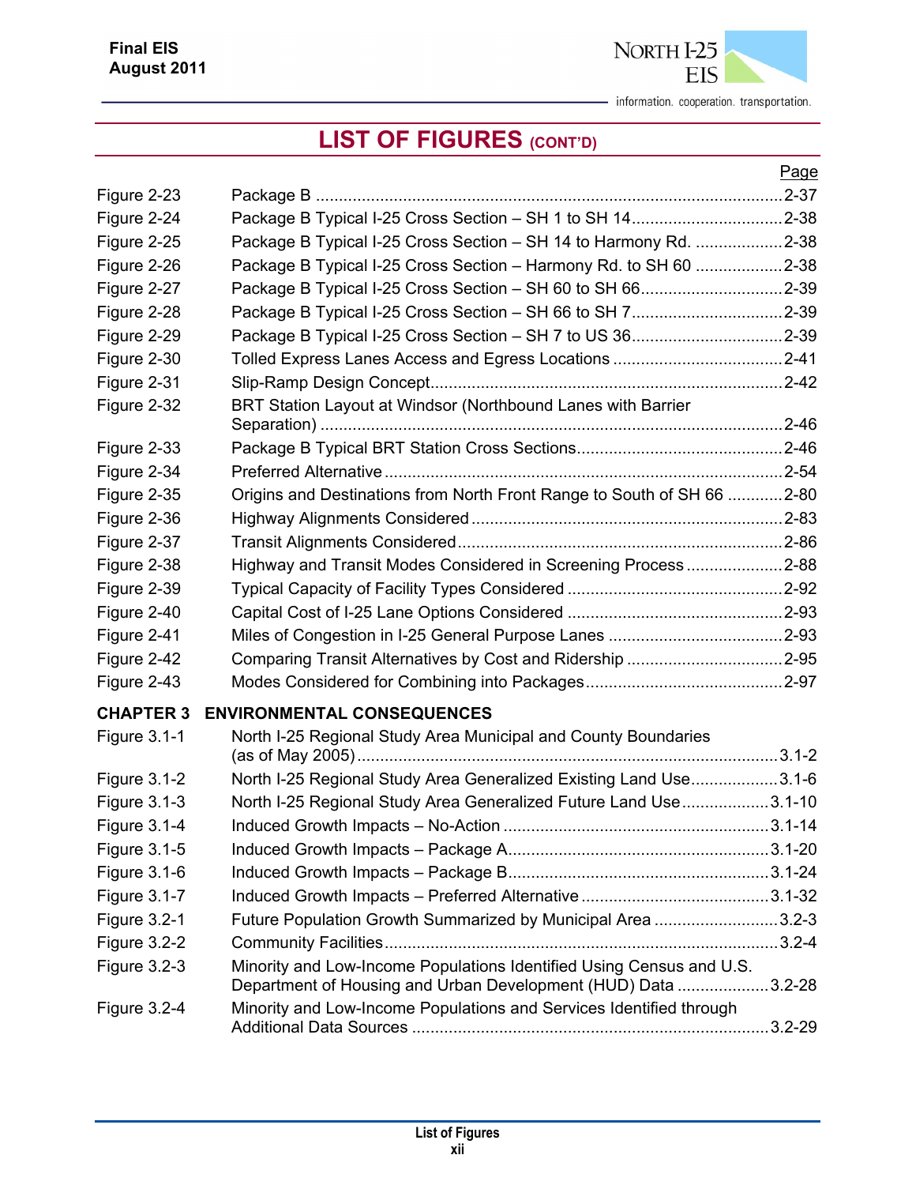# LIST OF FIGURES (CONT'D)

| | | Page |
|---|---|---|
| Figure 2-23 | Package B | 2-37 |
| Figure 2-24 | Package B Typical I-25 Cross Section – SH 1 to SH 14 | 2-38 |
| Figure 2-25 | Package B Typical I-25 Cross Section – SH 14 to Harmony Rd. | 2-38 |
| Figure 2-26 | Package B Typical I-25 Cross Section – Harmony Rd. to SH 60 | 2-38 |
| Figure 2-27 | Package B Typical I-25 Cross Section – SH 60 to SH 66 | 2-39 |
| Figure 2-28 | Package B Typical I-25 Cross Section – SH 66 to SH 7 | 2-39 |
| Figure 2-29 | Package B Typical I-25 Cross Section – SH 7 to US 36 | 2-39 |
| Figure 2-30 | Tolled Express Lanes Access and Egress Locations | 2-41 |
| Figure 2-31 | Slip-Ramp Design Concept | 2-42 |
| Figure 2-32 | BRT Station Layout at Windsor (Northbound Lanes with Barrier Separation) | 2-46 |
| Figure 2-33 | Package B Typical BRT Station Cross Sections | 2-46 |
| Figure 2-34 | Preferred Alternative | 2-54 |
| Figure 2-35 | Origins and Destinations from North Front Range to South of SH 66 | 2-80 |
| Figure 2-36 | Highway Alignments Considered | 2-83 |
| Figure 2-37 | Transit Alignments Considered | 2-86 |
| Figure 2-38 | Highway and Transit Modes Considered in Screening Process | 2-88 |
| Figure 2-39 | Typical Capacity of Facility Types Considered | 2-92 |
| Figure 2-40 | Capital Cost of I-25 Lane Options Considered | 2-93 |
| Figure 2-41 | Miles of Congestion in I-25 General Purpose Lanes | 2-93 |
| Figure 2-42 | Comparing Transit Alternatives by Cost and Ridership | 2-95 |
| Figure 2-43 | Modes Considered for Combining into Packages | 2-97 |

**CHAPTER 3 ENVIRONMENTAL CONSEQUENCES**

| | | Page |
|---|---|---|
| Figure 3.1-1 | North I-25 Regional Study Area Municipal and County Boundaries (as of May 2005) | 3.1-2 |
| Figure 3.1-2 | North I-25 Regional Study Area Generalized Existing Land Use | 3.1-6 |
| Figure 3.1-3 | North I-25 Regional Study Area Generalized Future Land Use | 3.1-10 |
| Figure 3.1-4 | Induced Growth Impacts – No-Action | 3.1-14 |
| Figure 3.1-5 | Induced Growth Impacts – Package A | 3.1-20 |
| Figure 3.1-6 | Induced Growth Impacts – Package B | 3.1-24 |
| Figure 3.1-7 | Induced Growth Impacts – Preferred Alternative | 3.1-32 |
| Figure 3.2-1 | Future Population Growth Summarized by Municipal Area | 3.2-3 |
| Figure 3.2-2 | Community Facilities | 3.2-4 |
| Figure 3.2-3 | Minority and Low-Income Populations Identified Using Census and U.S. Department of Housing and Urban Development (HUD) Data | 3.2-28 |
| Figure 3.2-4 | Minority and Low-Income Populations and Services Identified through Additional Data Sources | 3.2-29 |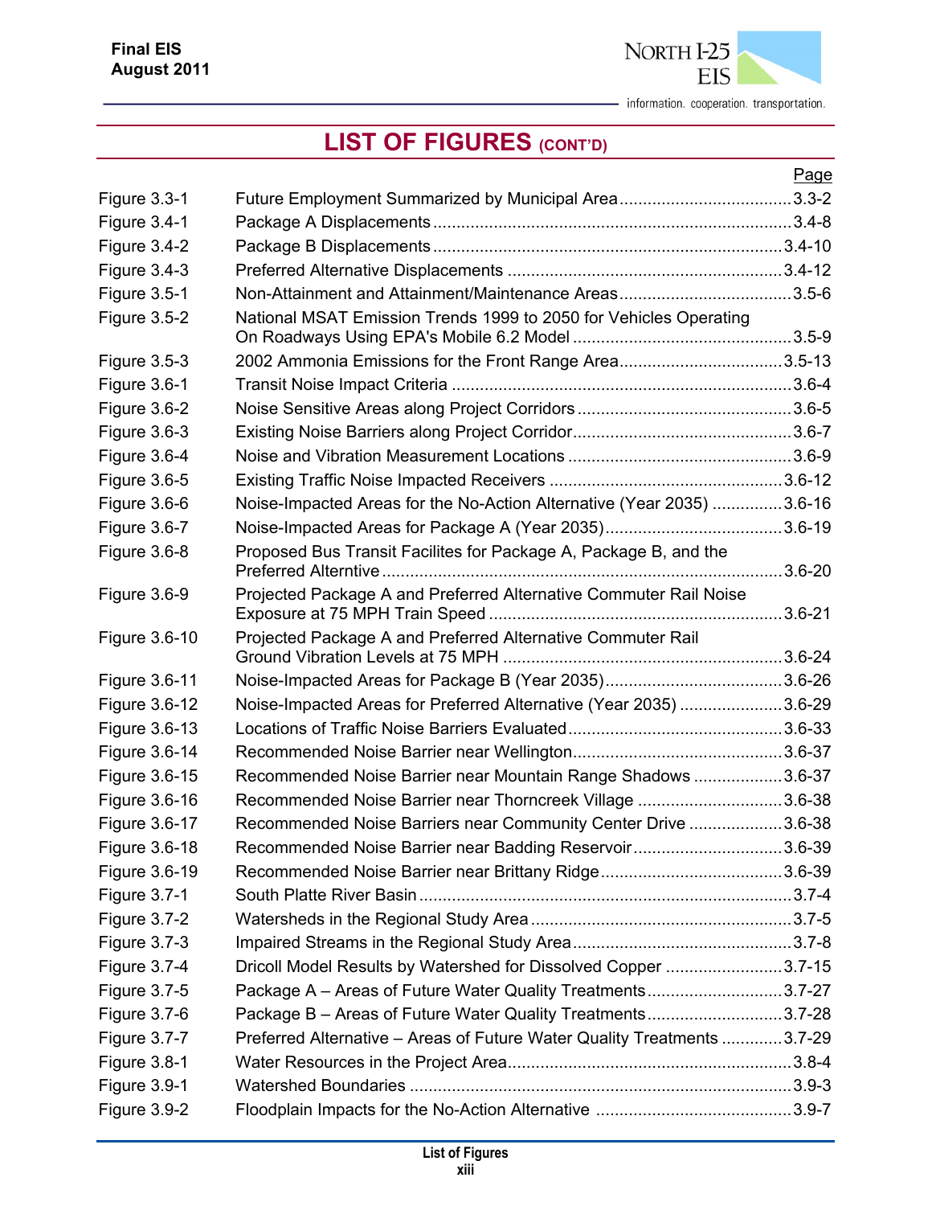# LIST OF FIGURES (CONT'D)

| | | Page |
|---|---|---|
| Figure 3.3-1 | Future Employment Summarized by Municipal Area | 3.3-2 |
| Figure 3.4-1 | Package A Displacements | 3.4-8 |
| Figure 3.4-2 | Package B Displacements | 3.4-10 |
| Figure 3.4-3 | Preferred Alternative Displacements | 3.4-12 |
| Figure 3.5-1 | Non-Attainment and Attainment/Maintenance Areas | 3.5-6 |
| Figure 3.5-2 | National MSAT Emission Trends 1999 to 2050 for Vehicles Operating On Roadways Using EPA's Mobile 6.2 Model | 3.5-9 |
| Figure 3.5-3 | 2002 Ammonia Emissions for the Front Range Area | 3.5-13 |
| Figure 3.6-1 | Transit Noise Impact Criteria | 3.6-4 |
| Figure 3.6-2 | Noise Sensitive Areas along Project Corridors | 3.6-5 |
| Figure 3.6-3 | Existing Noise Barriers along Project Corridor | 3.6-7 |
| Figure 3.6-4 | Noise and Vibration Measurement Locations | 3.6-9 |
| Figure 3.6-5 | Existing Traffic Noise Impacted Receivers | 3.6-12 |
| Figure 3.6-6 | Noise-Impacted Areas for the No-Action Alternative (Year 2035) | 3.6-16 |
| Figure 3.6-7 | Noise-Impacted Areas for Package A (Year 2035) | 3.6-19 |
| Figure 3.6-8 | Proposed Bus Transit Facilites for Package A, Package B, and the Preferred Alterntive | 3.6-20 |
| Figure 3.6-9 | Projected Package A and Preferred Alternative Commuter Rail Noise Exposure at 75 MPH Train Speed | 3.6-21 |
| Figure 3.6-10 | Projected Package A and Preferred Alternative Commuter Rail Ground Vibration Levels at 75 MPH | 3.6-24 |
| Figure 3.6-11 | Noise-Impacted Areas for Package B (Year 2035) | 3.6-26 |
| Figure 3.6-12 | Noise-Impacted Areas for Preferred Alternative (Year 2035) | 3.6-29 |
| Figure 3.6-13 | Locations of Traffic Noise Barriers Evaluated | 3.6-33 |
| Figure 3.6-14 | Recommended Noise Barrier near Wellington | 3.6-37 |
| Figure 3.6-15 | Recommended Noise Barrier near Mountain Range Shadows | 3.6-37 |
| Figure 3.6-16 | Recommended Noise Barrier near Thorncreek Village | 3.6-38 |
| Figure 3.6-17 | Recommended Noise Barriers near Community Center Drive | 3.6-38 |
| Figure 3.6-18 | Recommended Noise Barrier near Badding Reservoir | 3.6-39 |
| Figure 3.6-19 | Recommended Noise Barrier near Brittany Ridge | 3.6-39 |
| Figure 3.7-1 | South Platte River Basin | 3.7-4 |
| Figure 3.7-2 | Watersheds in the Regional Study Area | 3.7-5 |
| Figure 3.7-3 | Impaired Streams in the Regional Study Area | 3.7-8 |
| Figure 3.7-4 | Dricoll Model Results by Watershed for Dissolved Copper | 3.7-15 |
| Figure 3.7-5 | Package A – Areas of Future Water Quality Treatments | 3.7-27 |
| Figure 3.7-6 | Package B – Areas of Future Water Quality Treatments | 3.7-28 |
| Figure 3.7-7 | Preferred Alternative – Areas of Future Water Quality Treatments | 3.7-29 |
| Figure 3.8-1 | Water Resources in the Project Area | 3.8-4 |
| Figure 3.9-1 | Watershed Boundaries | 3.9-3 |
| Figure 3.9-2 | Floodplain Impacts for the No-Action Alternative | 3.9-7 |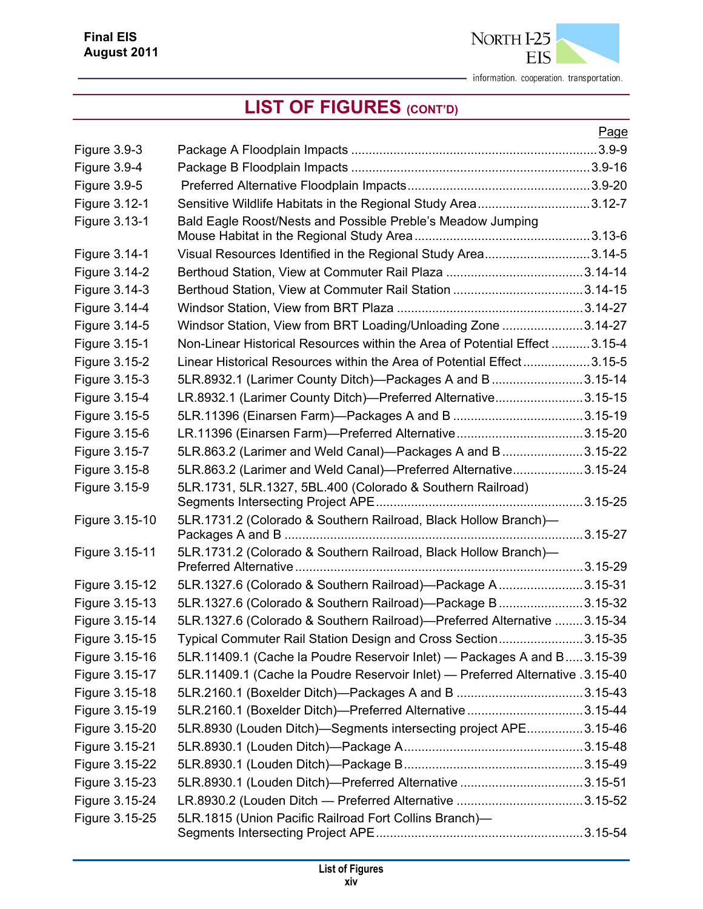## LIST OF FIGURES (CONT'D)

| | | Page |
|---|---|---|
| Figure 3.9-3 | Package A Floodplain Impacts | 3.9-9 |
| Figure 3.9-4 | Package B Floodplain Impacts | 3.9-16 |
| Figure 3.9-5 | Preferred Alternative Floodplain Impacts | 3.9-20 |
| Figure 3.12-1 | Sensitive Wildlife Habitats in the Regional Study Area | 3.12-7 |
| Figure 3.13-1 | Bald Eagle Roost/Nests and Possible Preble's Meadow Jumping Mouse Habitat in the Regional Study Area | 3.13-6 |
| Figure 3.14-1 | Visual Resources Identified in the Regional Study Area | 3.14-5 |
| Figure 3.14-2 | Berthoud Station, View at Commuter Rail Plaza | 3.14-14 |
| Figure 3.14-3 | Berthoud Station, View at Commuter Rail Station | 3.14-15 |
| Figure 3.14-4 | Windsor Station, View from BRT Plaza | 3.14-27 |
| Figure 3.14-5 | Windsor Station, View from BRT Loading/Unloading Zone | 3.14-27 |
| Figure 3.15-1 | Non-Linear Historical Resources within the Area of Potential Effect | 3.15-4 |
| Figure 3.15-2 | Linear Historical Resources within the Area of Potential Effect | 3.15-5 |
| Figure 3.15-3 | 5LR.8932.1 (Larimer County Ditch)—Packages A and B | 3.15-14 |
| Figure 3.15-4 | LR.8932.1 (Larimer County Ditch)—Preferred Alternative | 3.15-15 |
| Figure 3.15-5 | 5LR.11396 (Einarsen Farm)—Packages A and B | 3.15-19 |
| Figure 3.15-6 | LR.11396 (Einarsen Farm)—Preferred Alternative | 3.15-20 |
| Figure 3.15-7 | 5LR.863.2 (Larimer and Weld Canal)—Packages A and B | 3.15-22 |
| Figure 3.15-8 | 5LR.863.2 (Larimer and Weld Canal)—Preferred Alternative | 3.15-24 |
| Figure 3.15-9 | 5LR.1731, 5LR.1327, 5BL.400 (Colorado & Southern Railroad) Segments Intersecting Project APE | 3.15-25 |
| Figure 3.15-10 | 5LR.1731.2 (Colorado & Southern Railroad, Black Hollow Branch)—Packages A and B | 3.15-27 |
| Figure 3.15-11 | 5LR.1731.2 (Colorado & Southern Railroad, Black Hollow Branch)—Preferred Alternative | 3.15-29 |
| Figure 3.15-12 | 5LR.1327.6 (Colorado & Southern Railroad)—Package A | 3.15-31 |
| Figure 3.15-13 | 5LR.1327.6 (Colorado & Southern Railroad)—Package B | 3.15-32 |
| Figure 3.15-14 | 5LR.1327.6 (Colorado & Southern Railroad)—Preferred Alternative | 3.15-34 |
| Figure 3.15-15 | Typical Commuter Rail Station Design and Cross Section | 3.15-35 |
| Figure 3.15-16 | 5LR.11409.1 (Cache la Poudre Reservoir Inlet) — Packages A and B | 3.15-39 |
| Figure 3.15-17 | 5LR.11409.1 (Cache la Poudre Reservoir Inlet) — Preferred Alternative | 3.15-40 |
| Figure 3.15-18 | 5LR.2160.1 (Boxelder Ditch)—Packages A and B | 3.15-43 |
| Figure 3.15-19 | 5LR.2160.1 (Boxelder Ditch)—Preferred Alternative | 3.15-44 |
| Figure 3.15-20 | 5LR.8930 (Louden Ditch)—Segments intersecting project APE | 3.15-46 |
| Figure 3.15-21 | 5LR.8930.1 (Louden Ditch)—Package A | 3.15-48 |
| Figure 3.15-22 | 5LR.8930.1 (Louden Ditch)—Package B | 3.15-49 |
| Figure 3.15-23 | 5LR.8930.1 (Louden Ditch)—Preferred Alternative | 3.15-51 |
| Figure 3.15-24 | LR.8930.2 (Louden Ditch — Preferred Alternative | 3.15-52 |
| Figure 3.15-25 | 5LR.1815 (Union Pacific Railroad Fort Collins Branch)—Segments Intersecting Project APE | 3.15-54 |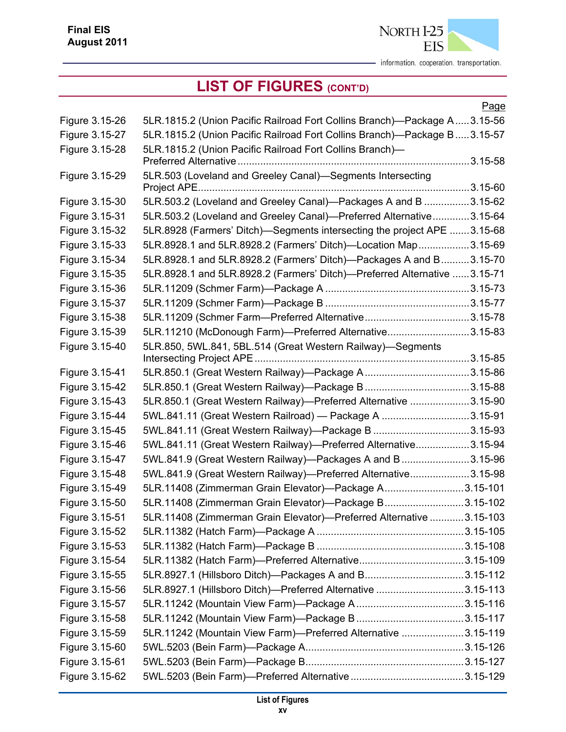## LIST OF FIGURES (CONT'D)

| | | Page |
|---|---|---|
| Figure 3.15-26 | 5LR.1815.2 (Union Pacific Railroad Fort Collins Branch)—Package A | 3.15-56 |
| Figure 3.15-27 | 5LR.1815.2 (Union Pacific Railroad Fort Collins Branch)—Package B | 3.15-57 |
| Figure 3.15-28 | 5LR.1815.2 (Union Pacific Railroad Fort Collins Branch)—Preferred Alternative | 3.15-58 |
| Figure 3.15-29 | 5LR.503 (Loveland and Greeley Canal)—Segments Intersecting Project APE | 3.15-60 |
| Figure 3.15-30 | 5LR.503.2 (Loveland and Greeley Canal)—Packages A and B | 3.15-62 |
| Figure 3.15-31 | 5LR.503.2 (Loveland and Greeley Canal)—Preferred Alternative | 3.15-64 |
| Figure 3.15-32 | 5LR.8928 (Farmers' Ditch)—Segments intersecting the project APE | 3.15-68 |
| Figure 3.15-33 | 5LR.8928.1 and 5LR.8928.2 (Farmers' Ditch)—Location Map | 3.15-69 |
| Figure 3.15-34 | 5LR.8928.1 and 5LR.8928.2 (Farmers' Ditch)—Packages A and B | 3.15-70 |
| Figure 3.15-35 | 5LR.8928.1 and 5LR.8928.2 (Farmers' Ditch)—Preferred Alternative | 3.15-71 |
| Figure 3.15-36 | 5LR.11209 (Schmer Farm)—Package A | 3.15-73 |
| Figure 3.15-37 | 5LR.11209 (Schmer Farm)—Package B | 3.15-77 |
| Figure 3.15-38 | 5LR.11209 (Schmer Farm—Preferred Alternative | 3.15-78 |
| Figure 3.15-39 | 5LR.11210 (McDonough Farm)—Preferred Alternative | 3.15-83 |
| Figure 3.15-40 | 5LR.850, 5WL.841, 5BL.514 (Great Western Railway)—Segments Intersecting Project APE | 3.15-85 |
| Figure 3.15-41 | 5LR.850.1 (Great Western Railway)—Package A | 3.15-86 |
| Figure 3.15-42 | 5LR.850.1 (Great Western Railway)—Package B | 3.15-88 |
| Figure 3.15-43 | 5LR.850.1 (Great Western Railway)—Preferred Alternative | 3.15-90 |
| Figure 3.15-44 | 5WL.841.11 (Great Western Railroad) — Package A | 3.15-91 |
| Figure 3.15-45 | 5WL.841.11 (Great Western Railway)—Package B | 3.15-93 |
| Figure 3.15-46 | 5WL.841.11 (Great Western Railway)—Preferred Alternative | 3.15-94 |
| Figure 3.15-47 | 5WL.841.9 (Great Western Railway)—Packages A and B | 3.15-96 |
| Figure 3.15-48 | 5WL.841.9 (Great Western Railway)—Preferred Alternative | 3.15-98 |
| Figure 3.15-49 | 5LR.11408 (Zimmerman Grain Elevator)—Package A | 3.15-101 |
| Figure 3.15-50 | 5LR.11408 (Zimmerman Grain Elevator)—Package B | 3.15-102 |
| Figure 3.15-51 | 5LR.11408 (Zimmerman Grain Elevator)—Preferred Alternative | 3.15-103 |
| Figure 3.15-52 | 5LR.11382 (Hatch Farm)—Package A | 3.15-105 |
| Figure 3.15-53 | 5LR.11382 (Hatch Farm)—Package B | 3.15-108 |
| Figure 3.15-54 | 5LR.11382 (Hatch Farm)—Preferred Alternative | 3.15-109 |
| Figure 3.15-55 | 5LR.8927.1 (Hillsboro Ditch)—Packages A and B | 3.15-112 |
| Figure 3.15-56 | 5LR.8927.1 (Hillsboro Ditch)—Preferred Alternative | 3.15-113 |
| Figure 3.15-57 | 5LR.11242 (Mountain View Farm)—Package A | 3.15-116 |
| Figure 3.15-58 | 5LR.11242 (Mountain View Farm)—Package B | 3.15-117 |
| Figure 3.15-59 | 5LR.11242 (Mountain View Farm)—Preferred Alternative | 3.15-119 |
| Figure 3.15-60 | 5WL.5203 (Bein Farm)—Package A | 3.15-126 |
| Figure 3.15-61 | 5WL.5203 (Bein Farm)—Package B | 3.15-127 |
| Figure 3.15-62 | 5WL.5203 (Bein Farm)—Preferred Alternative | 3.15-129 |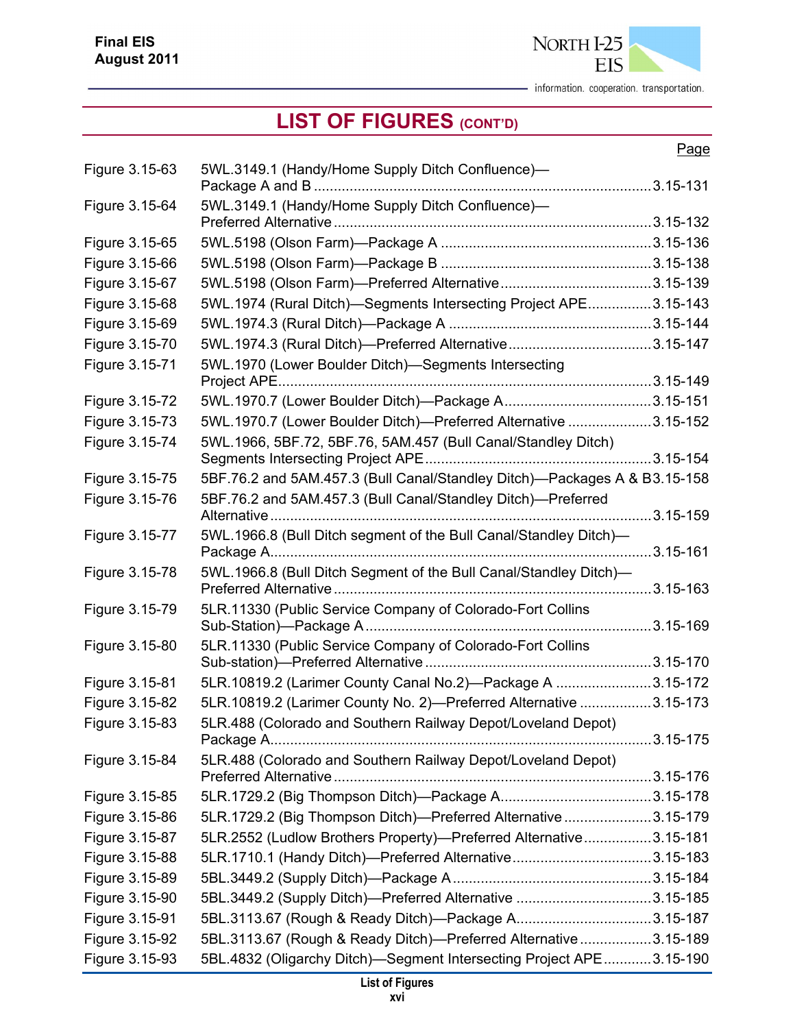## LIST OF FIGURES (CONT'D)

| | | Page |
|---|---|---|
| Figure 3.15-63 | 5WL.3149.1 (Handy/Home Supply Ditch Confluence)—Package A and B | 3.15-131 |
| Figure 3.15-64 | 5WL.3149.1 (Handy/Home Supply Ditch Confluence)—Preferred Alternative | 3.15-132 |
| Figure 3.15-65 | 5WL.5198 (Olson Farm)—Package A | 3.15-136 |
| Figure 3.15-66 | 5WL.5198 (Olson Farm)—Package B | 3.15-138 |
| Figure 3.15-67 | 5WL.5198 (Olson Farm)—Preferred Alternative | 3.15-139 |
| Figure 3.15-68 | 5WL.1974 (Rural Ditch)—Segments Intersecting Project APE | 3.15-143 |
| Figure 3.15-69 | 5WL.1974.3 (Rural Ditch)—Package A | 3.15-144 |
| Figure 3.15-70 | 5WL.1974.3 (Rural Ditch)—Preferred Alternative | 3.15-147 |
| Figure 3.15-71 | 5WL.1970 (Lower Boulder Ditch)—Segments Intersecting Project APE | 3.15-149 |
| Figure 3.15-72 | 5WL.1970.7 (Lower Boulder Ditch)—Package A | 3.15-151 |
| Figure 3.15-73 | 5WL.1970.7 (Lower Boulder Ditch)—Preferred Alternative | 3.15-152 |
| Figure 3.15-74 | 5WL.1966, 5BF.72, 5BF.76, 5AM.457 (Bull Canal/Standley Ditch) Segments Intersecting Project APE | 3.15-154 |
| Figure 3.15-75 | 5BF.76.2 and 5AM.457.3 (Bull Canal/Standley Ditch)—Packages A & B | 3.15-158 |
| Figure 3.15-76 | 5BF.76.2 and 5AM.457.3 (Bull Canal/Standley Ditch)—Preferred Alternative | 3.15-159 |
| Figure 3.15-77 | 5WL.1966.8 (Bull Ditch segment of the Bull Canal/Standley Ditch)—Package A | 3.15-161 |
| Figure 3.15-78 | 5WL.1966.8 (Bull Ditch Segment of the Bull Canal/Standley Ditch)—Preferred Alternative | 3.15-163 |
| Figure 3.15-79 | 5LR.11330 (Public Service Company of Colorado-Fort Collins Sub-Station)—Package A | 3.15-169 |
| Figure 3.15-80 | 5LR.11330 (Public Service Company of Colorado-Fort Collins Sub-station)—Preferred Alternative | 3.15-170 |
| Figure 3.15-81 | 5LR.10819.2 (Larimer County Canal No.2)—Package A | 3.15-172 |
| Figure 3.15-82 | 5LR.10819.2 (Larimer County No. 2)—Preferred Alternative | 3.15-173 |
| Figure 3.15-83 | 5LR.488 (Colorado and Southern Railway Depot/Loveland Depot) Package A | 3.15-175 |
| Figure 3.15-84 | 5LR.488 (Colorado and Southern Railway Depot/Loveland Depot) Preferred Alternative | 3.15-176 |
| Figure 3.15-85 | 5LR.1729.2 (Big Thompson Ditch)—Package A | 3.15-178 |
| Figure 3.15-86 | 5LR.1729.2 (Big Thompson Ditch)—Preferred Alternative | 3.15-179 |
| Figure 3.15-87 | 5LR.2552 (Ludlow Brothers Property)—Preferred Alternative | 3.15-181 |
| Figure 3.15-88 | 5LR.1710.1 (Handy Ditch)—Preferred Alternative | 3.15-183 |
| Figure 3.15-89 | 5BL.3449.2 (Supply Ditch)—Package A | 3.15-184 |
| Figure 3.15-90 | 5BL.3449.2 (Supply Ditch)—Preferred Alternative | 3.15-185 |
| Figure 3.15-91 | 5BL.3113.67 (Rough & Ready Ditch)—Package A | 3.15-187 |
| Figure 3.15-92 | 5BL.3113.67 (Rough & Ready Ditch)—Preferred Alternative | 3.15-189 |
| Figure 3.15-93 | 5BL.4832 (Oligarchy Ditch)—Segment Intersecting Project APE | 3.15-190 |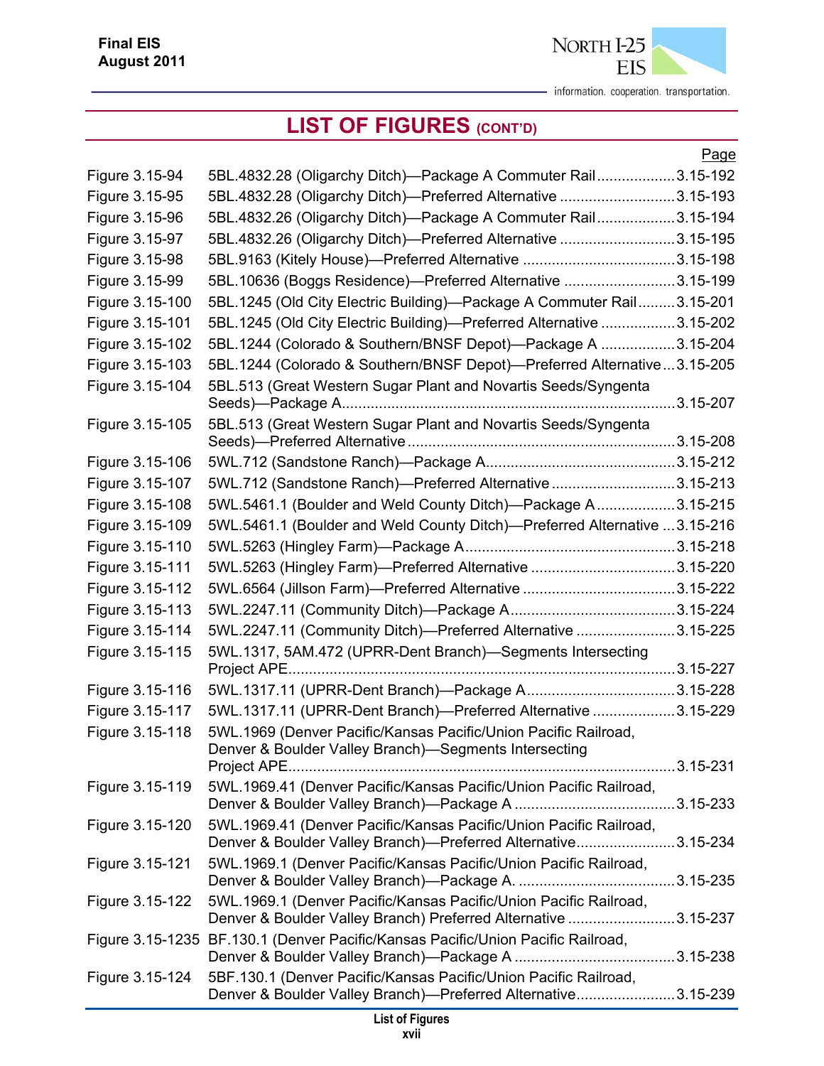# LIST OF FIGURES (CONT'D)

| | | Page |
|---|---|---|
| Figure 3.15-94 | 5BL.4832.28 (Oligarchy Ditch)—Package A Commuter Rail | 3.15-192 |
| Figure 3.15-95 | 5BL.4832.28 (Oligarchy Ditch)—Preferred Alternative | 3.15-193 |
| Figure 3.15-96 | 5BL.4832.26 (Oligarchy Ditch)—Package A Commuter Rail | 3.15-194 |
| Figure 3.15-97 | 5BL.4832.26 (Oligarchy Ditch)—Preferred Alternative | 3.15-195 |
| Figure 3.15-98 | 5BL.9163 (Kitely House)—Preferred Alternative | 3.15-198 |
| Figure 3.15-99 | 5BL.10636 (Boggs Residence)—Preferred Alternative | 3.15-199 |
| Figure 3.15-100 | 5BL.1245 (Old City Electric Building)—Package A Commuter Rail | 3.15-201 |
| Figure 3.15-101 | 5BL.1245 (Old City Electric Building)—Preferred Alternative | 3.15-202 |
| Figure 3.15-102 | 5BL.1244 (Colorado & Southern/BNSF Depot)—Package A | 3.15-204 |
| Figure 3.15-103 | 5BL.1244 (Colorado & Southern/BNSF Depot)—Preferred Alternative | 3.15-205 |
| Figure 3.15-104 | 5BL.513 (Great Western Sugar Plant and Novartis Seeds/Syngenta Seeds)—Package A | 3.15-207 |
| Figure 3.15-105 | 5BL.513 (Great Western Sugar Plant and Novartis Seeds/Syngenta Seeds)—Preferred Alternative | 3.15-208 |
| Figure 3.15-106 | 5WL.712 (Sandstone Ranch)—Package A | 3.15-212 |
| Figure 3.15-107 | 5WL.712 (Sandstone Ranch)—Preferred Alternative | 3.15-213 |
| Figure 3.15-108 | 5WL.5461.1 (Boulder and Weld County Ditch)—Package A | 3.15-215 |
| Figure 3.15-109 | 5WL.5461.1 (Boulder and Weld County Ditch)—Preferred Alternative | 3.15-216 |
| Figure 3.15-110 | 5WL.5263 (Hingley Farm)—Package A | 3.15-218 |
| Figure 3.15-111 | 5WL.5263 (Hingley Farm)—Preferred Alternative | 3.15-220 |
| Figure 3.15-112 | 5WL.6564 (Jillson Farm)—Preferred Alternative | 3.15-222 |
| Figure 3.15-113 | 5WL.2247.11 (Community Ditch)—Package A | 3.15-224 |
| Figure 3.15-114 | 5WL.2247.11 (Community Ditch)—Preferred Alternative | 3.15-225 |
| Figure 3.15-115 | 5WL.1317, 5AM.472 (UPRR-Dent Branch)—Segments Intersecting Project APE | 3.15-227 |
| Figure 3.15-116 | 5WL.1317.11 (UPRR-Dent Branch)—Package A | 3.15-228 |
| Figure 3.15-117 | 5WL.1317.11 (UPRR-Dent Branch)—Preferred Alternative | 3.15-229 |
| Figure 3.15-118 | 5WL.1969 (Denver Pacific/Kansas Pacific/Union Pacific Railroad, Denver & Boulder Valley Branch)—Segments Intersecting Project APE | 3.15-231 |
| Figure 3.15-119 | 5WL.1969.41 (Denver Pacific/Kansas Pacific/Union Pacific Railroad, Denver & Boulder Valley Branch)—Package A | 3.15-233 |
| Figure 3.15-120 | 5WL.1969.41 (Denver Pacific/Kansas Pacific/Union Pacific Railroad, Denver & Boulder Valley Branch)—Preferred Alternative | 3.15-234 |
| Figure 3.15-121 | 5WL.1969.1 (Denver Pacific/Kansas Pacific/Union Pacific Railroad, Denver & Boulder Valley Branch)—Package A. | 3.15-235 |
| Figure 3.15-122 | 5WL.1969.1 (Denver Pacific/Kansas Pacific/Union Pacific Railroad, Denver & Boulder Valley Branch) Preferred Alternative | 3.15-237 |
| Figure 3.15-1235 | BF.130.1 (Denver Pacific/Kansas Pacific/Union Pacific Railroad, Denver & Boulder Valley Branch)—Package A | 3.15-238 |
| Figure 3.15-124 | 5BF.130.1 (Denver Pacific/Kansas Pacific/Union Pacific Railroad, Denver & Boulder Valley Branch)—Preferred Alternative | 3.15-239 |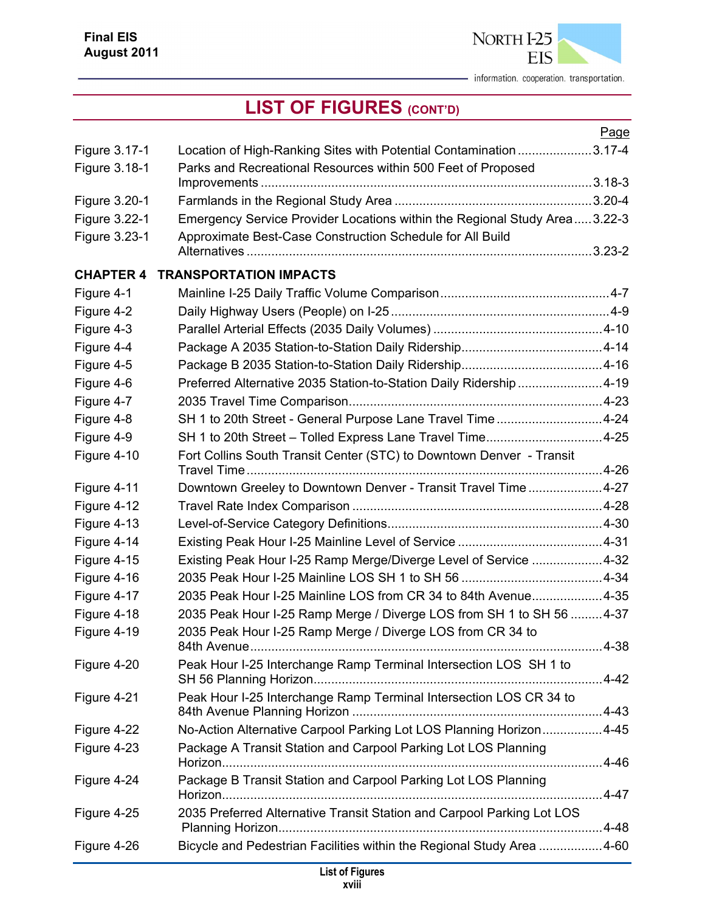# LIST OF FIGURES (CONT'D)

| | | Page |
|---|---|---|
| Figure 3.17-1 | Location of High-Ranking Sites with Potential Contamination | 3.17-4 |
| Figure 3.18-1 | Parks and Recreational Resources within 500 Feet of Proposed Improvements | 3.18-3 |
| Figure 3.20-1 | Farmlands in the Regional Study Area | 3.20-4 |
| Figure 3.22-1 | Emergency Service Provider Locations within the Regional Study Area | 3.22-3 |
| Figure 3.23-1 | Approximate Best-Case Construction Schedule for All Build Alternatives | 3.23-2 |

## CHAPTER 4 TRANSPORTATION IMPACTS

| | | |
|---|---|---|
| Figure 4-1 | Mainline I-25 Daily Traffic Volume Comparison | 4-7 |
| Figure 4-2 | Daily Highway Users (People) on I-25 | 4-9 |
| Figure 4-3 | Parallel Arterial Effects (2035 Daily Volumes) | 4-10 |
| Figure 4-4 | Package A 2035 Station-to-Station Daily Ridership | 4-14 |
| Figure 4-5 | Package B 2035 Station-to-Station Daily Ridership | 4-16 |
| Figure 4-6 | Preferred Alternative 2035 Station-to-Station Daily Ridership | 4-19 |
| Figure 4-7 | 2035 Travel Time Comparison | 4-23 |
| Figure 4-8 | SH 1 to 20th Street - General Purpose Lane Travel Time | 4-24 |
| Figure 4-9 | SH 1 to 20th Street – Tolled Express Lane Travel Time | 4-25 |
| Figure 4-10 | Fort Collins South Transit Center (STC) to Downtown Denver - Transit Travel Time | 4-26 |
| Figure 4-11 | Downtown Greeley to Downtown Denver - Transit Travel Time | 4-27 |
| Figure 4-12 | Travel Rate Index Comparison | 4-28 |
| Figure 4-13 | Level-of-Service Category Definitions | 4-30 |
| Figure 4-14 | Existing Peak Hour I-25 Mainline Level of Service | 4-31 |
| Figure 4-15 | Existing Peak Hour I-25 Ramp Merge/Diverge Level of Service | 4-32 |
| Figure 4-16 | 2035 Peak Hour I-25 Mainline LOS SH 1 to SH 56 | 4-34 |
| Figure 4-17 | 2035 Peak Hour I-25 Mainline LOS from CR 34 to 84th Avenue | 4-35 |
| Figure 4-18 | 2035 Peak Hour I-25 Ramp Merge / Diverge LOS from SH 1 to SH 56 | 4-37 |
| Figure 4-19 | 2035 Peak Hour I-25 Ramp Merge / Diverge LOS from CR 34 to 84th Avenue | 4-38 |
| Figure 4-20 | Peak Hour I-25 Interchange Ramp Terminal Intersection LOS SH 1 to SH 56 Planning Horizon | 4-42 |
| Figure 4-21 | Peak Hour I-25 Interchange Ramp Terminal Intersection LOS CR 34 to 84th Avenue Planning Horizon | 4-43 |
| Figure 4-22 | No-Action Alternative Carpool Parking Lot LOS Planning Horizon | 4-45 |
| Figure 4-23 | Package A Transit Station and Carpool Parking Lot LOS Planning Horizon | 4-46 |
| Figure 4-24 | Package B Transit Station and Carpool Parking Lot LOS Planning Horizon | 4-47 |
| Figure 4-25 | 2035 Preferred Alternative Transit Station and Carpool Parking Lot LOS Planning Horizon | 4-48 |
| Figure 4-26 | Bicycle and Pedestrian Facilities within the Regional Study Area | 4-60 |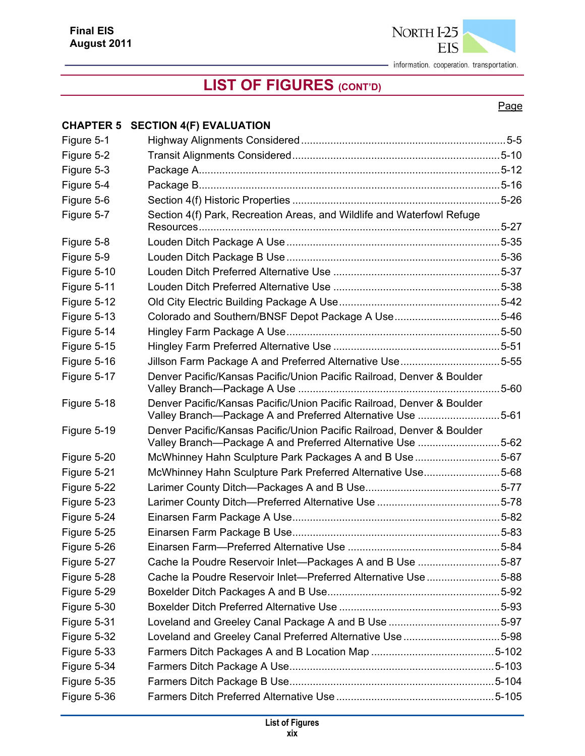# LIST OF FIGURES (CONT'D)

| | | Page |
|---|---|---|
| **CHAPTER 5** | **SECTION 4(F) EVALUATION** | |
| Figure 5-1 | Highway Alignments Considered | 5-5 |
| Figure 5-2 | Transit Alignments Considered | 5-10 |
| Figure 5-3 | Package A | 5-12 |
| Figure 5-4 | Package B | 5-16 |
| Figure 5-6 | Section 4(f) Historic Properties | 5-26 |
| Figure 5-7 | Section 4(f) Park, Recreation Areas, and Wildlife and Waterfowl Refuge Resources | 5-27 |
| Figure 5-8 | Louden Ditch Package A Use | 5-35 |
| Figure 5-9 | Louden Ditch Package B Use | 5-36 |
| Figure 5-10 | Louden Ditch Preferred Alternative Use | 5-37 |
| Figure 5-11 | Louden Ditch Preferred Alternative Use | 5-38 |
| Figure 5-12 | Old City Electric Building Package A Use | 5-42 |
| Figure 5-13 | Colorado and Southern/BNSF Depot Package A Use | 5-46 |
| Figure 5-14 | Hingley Farm Package A Use | 5-50 |
| Figure 5-15 | Hingley Farm Preferred Alternative Use | 5-51 |
| Figure 5-16 | Jillson Farm Package A and Preferred Alternative Use | 5-55 |
| Figure 5-17 | Denver Pacific/Kansas Pacific/Union Pacific Railroad, Denver & Boulder Valley Branch—Package A Use | 5-60 |
| Figure 5-18 | Denver Pacific/Kansas Pacific/Union Pacific Railroad, Denver & Boulder Valley Branch—Package A and Preferred Alternative Use | 5-61 |
| Figure 5-19 | Denver Pacific/Kansas Pacific/Union Pacific Railroad, Denver & Boulder Valley Branch—Package A and Preferred Alternative Use | 5-62 |
| Figure 5-20 | McWhinney Hahn Sculpture Park Packages A and B Use | 5-67 |
| Figure 5-21 | McWhinney Hahn Sculpture Park Preferred Alternative Use | 5-68 |
| Figure 5-22 | Larimer County Ditch—Packages A and B Use | 5-77 |
| Figure 5-23 | Larimer County Ditch—Preferred Alternative Use | 5-78 |
| Figure 5-24 | Einarsen Farm Package A Use | 5-82 |
| Figure 5-25 | Einarsen Farm Package B Use | 5-83 |
| Figure 5-26 | Einarsen Farm—Preferred Alternative Use | 5-84 |
| Figure 5-27 | Cache la Poudre Reservoir Inlet—Packages A and B Use | 5-87 |
| Figure 5-28 | Cache la Poudre Reservoir Inlet—Preferred Alternative Use | 5-88 |
| Figure 5-29 | Boxelder Ditch Packages A and B Use | 5-92 |
| Figure 5-30 | Boxelder Ditch Preferred Alternative Use | 5-93 |
| Figure 5-31 | Loveland and Greeley Canal Package A and B Use | 5-97 |
| Figure 5-32 | Loveland and Greeley Canal Preferred Alternative Use | 5-98 |
| Figure 5-33 | Farmers Ditch Packages A and B Location Map | 5-102 |
| Figure 5-34 | Farmers Ditch Package A Use | 5-103 |
| Figure 5-35 | Farmers Ditch Package B Use | 5-104 |
| Figure 5-36 | Farmers Ditch Preferred Alternative Use | 5-105 |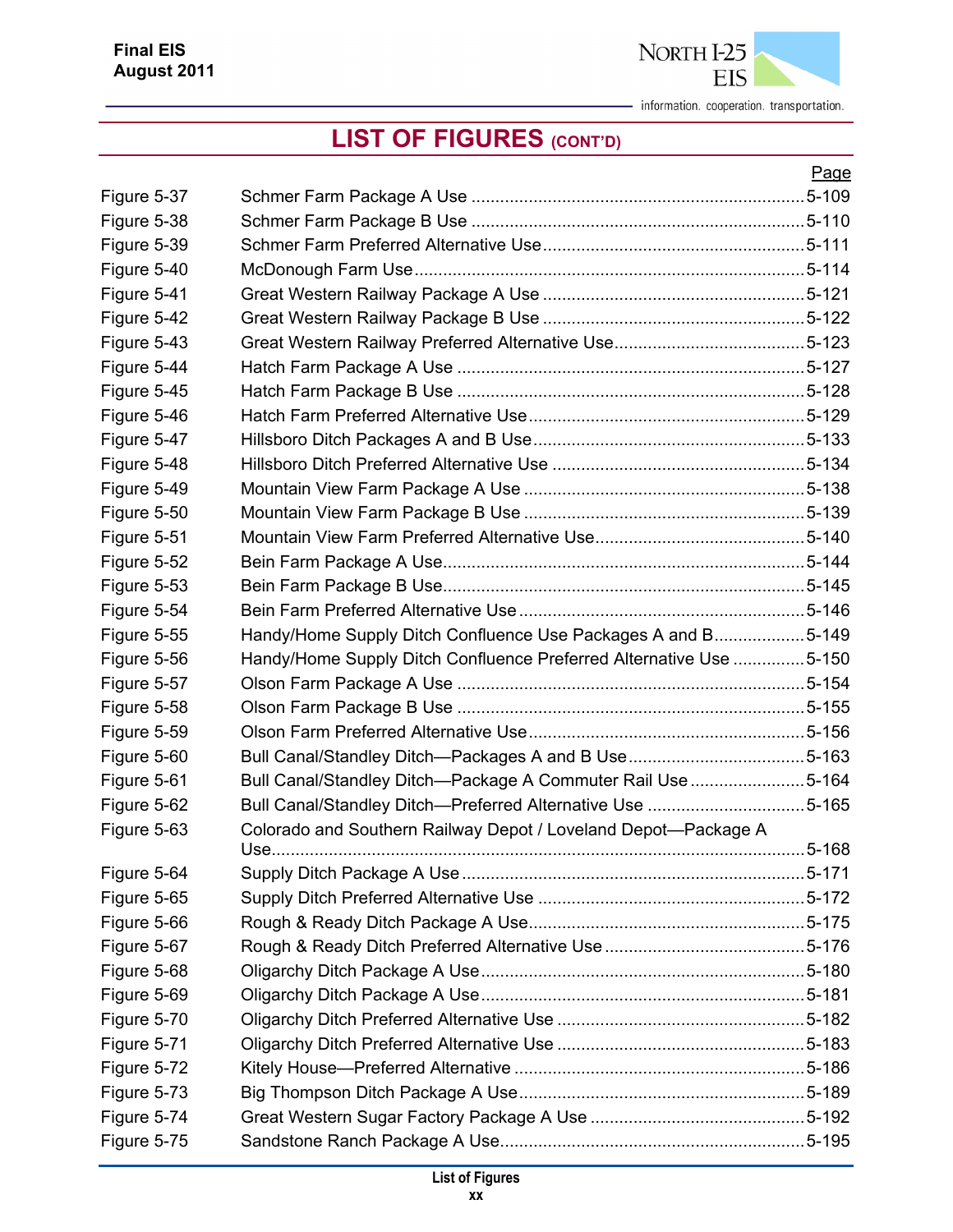# LIST OF FIGURES (CONT'D)

| | | Page |
|---|---|---|
| Figure 5-37 | Schmer Farm Package A Use | 5-109 |
| Figure 5-38 | Schmer Farm Package B Use | 5-110 |
| Figure 5-39 | Schmer Farm Preferred Alternative Use | 5-111 |
| Figure 5-40 | McDonough Farm Use | 5-114 |
| Figure 5-41 | Great Western Railway Package A Use | 5-121 |
| Figure 5-42 | Great Western Railway Package B Use | 5-122 |
| Figure 5-43 | Great Western Railway Preferred Alternative Use | 5-123 |
| Figure 5-44 | Hatch Farm Package A Use | 5-127 |
| Figure 5-45 | Hatch Farm Package B Use | 5-128 |
| Figure 5-46 | Hatch Farm Preferred Alternative Use | 5-129 |
| Figure 5-47 | Hillsboro Ditch Packages A and B Use | 5-133 |
| Figure 5-48 | Hillsboro Ditch Preferred Alternative Use | 5-134 |
| Figure 5-49 | Mountain View Farm Package A Use | 5-138 |
| Figure 5-50 | Mountain View Farm Package B Use | 5-139 |
| Figure 5-51 | Mountain View Farm Preferred Alternative Use | 5-140 |
| Figure 5-52 | Bein Farm Package A Use | 5-144 |
| Figure 5-53 | Bein Farm Package B Use | 5-145 |
| Figure 5-54 | Bein Farm Preferred Alternative Use | 5-146 |
| Figure 5-55 | Handy/Home Supply Ditch Confluence Use Packages A and B | 5-149 |
| Figure 5-56 | Handy/Home Supply Ditch Confluence Preferred Alternative Use | 5-150 |
| Figure 5-57 | Olson Farm Package A Use | 5-154 |
| Figure 5-58 | Olson Farm Package B Use | 5-155 |
| Figure 5-59 | Olson Farm Preferred Alternative Use | 5-156 |
| Figure 5-60 | Bull Canal/Standley Ditch—Packages A and B Use | 5-163 |
| Figure 5-61 | Bull Canal/Standley Ditch—Package A Commuter Rail Use | 5-164 |
| Figure 5-62 | Bull Canal/Standley Ditch—Preferred Alternative Use | 5-165 |
| Figure 5-63 | Colorado and Southern Railway Depot / Loveland Depot—Package A Use | 5-168 |
| Figure 5-64 | Supply Ditch Package A Use | 5-171 |
| Figure 5-65 | Supply Ditch Preferred Alternative Use | 5-172 |
| Figure 5-66 | Rough & Ready Ditch Package A Use | 5-175 |
| Figure 5-67 | Rough & Ready Ditch Preferred Alternative Use | 5-176 |
| Figure 5-68 | Oligarchy Ditch Package A Use | 5-180 |
| Figure 5-69 | Oligarchy Ditch Package A Use | 5-181 |
| Figure 5-70 | Oligarchy Ditch Preferred Alternative Use | 5-182 |
| Figure 5-71 | Oligarchy Ditch Preferred Alternative Use | 5-183 |
| Figure 5-72 | Kitely House—Preferred Alternative | 5-186 |
| Figure 5-73 | Big Thompson Ditch Package A Use | 5-189 |
| Figure 5-74 | Great Western Sugar Factory Package A Use | 5-192 |
| Figure 5-75 | Sandstone Ranch Package A Use | 5-195 |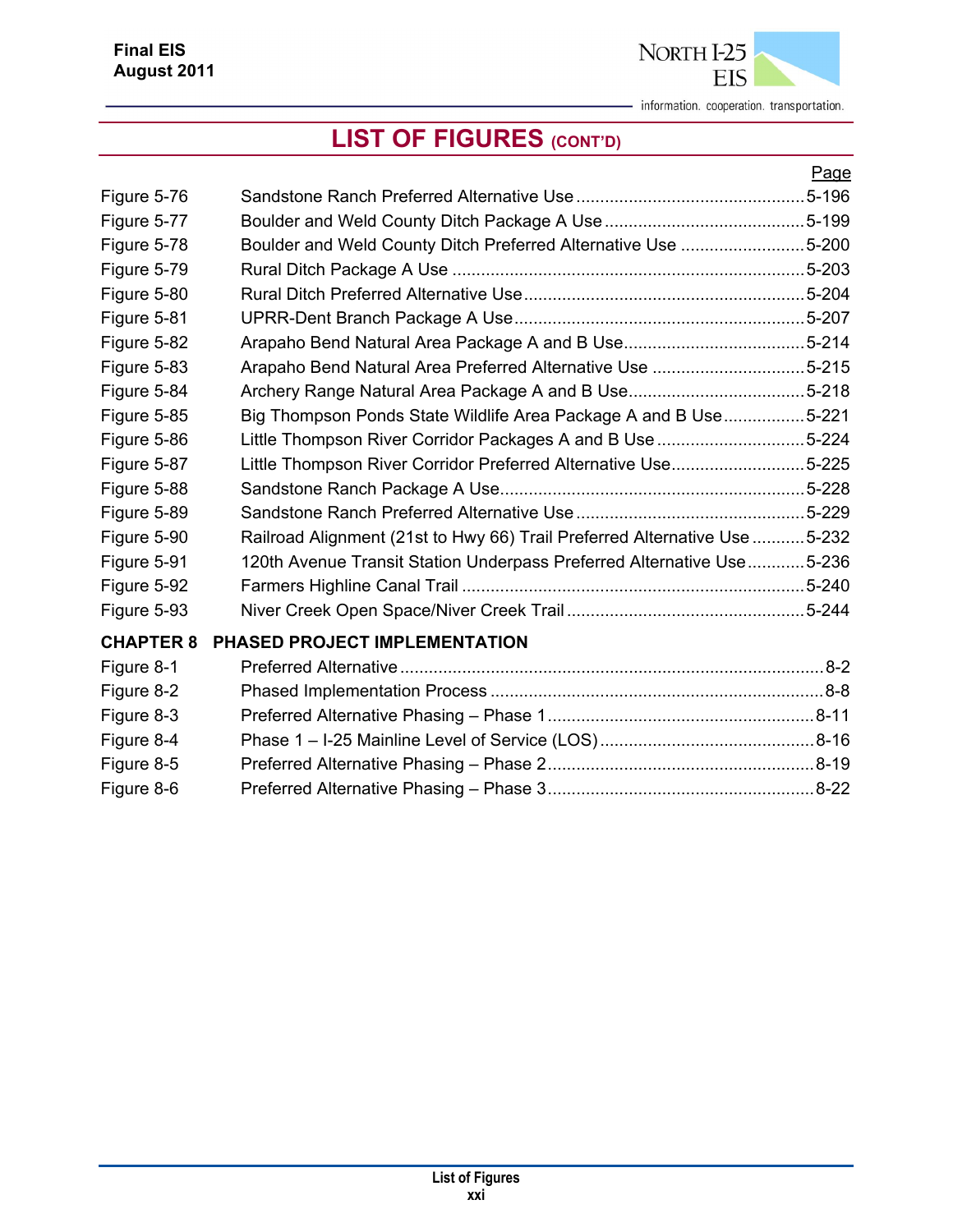# LIST OF FIGURES (CONT'D)

| | | Page |
|---|---|---|
| Figure 5-76 | Sandstone Ranch Preferred Alternative Use | 5-196 |
| Figure 5-77 | Boulder and Weld County Ditch Package A Use | 5-199 |
| Figure 5-78 | Boulder and Weld County Ditch Preferred Alternative Use | 5-200 |
| Figure 5-79 | Rural Ditch Package A Use | 5-203 |
| Figure 5-80 | Rural Ditch Preferred Alternative Use | 5-204 |
| Figure 5-81 | UPRR-Dent Branch Package A Use | 5-207 |
| Figure 5-82 | Arapaho Bend Natural Area Package A and B Use | 5-214 |
| Figure 5-83 | Arapaho Bend Natural Area Preferred Alternative Use | 5-215 |
| Figure 5-84 | Archery Range Natural Area Package A and B Use | 5-218 |
| Figure 5-85 | Big Thompson Ponds State Wildlife Area Package A and B Use | 5-221 |
| Figure 5-86 | Little Thompson River Corridor Packages A and B Use | 5-224 |
| Figure 5-87 | Little Thompson River Corridor Preferred Alternative Use | 5-225 |
| Figure 5-88 | Sandstone Ranch Package A Use | 5-228 |
| Figure 5-89 | Sandstone Ranch Preferred Alternative Use | 5-229 |
| Figure 5-90 | Railroad Alignment (21st to Hwy 66) Trail Preferred Alternative Use | 5-232 |
| Figure 5-91 | 120th Avenue Transit Station Underpass Preferred Alternative Use | 5-236 |
| Figure 5-92 | Farmers Highline Canal Trail | 5-240 |
| Figure 5-93 | Niver Creek Open Space/Niver Creek Trail | 5-244 |

**CHAPTER 8 PHASED PROJECT IMPLEMENTATION**

| | | |
|---|---|---|
| Figure 8-1 | Preferred Alternative | 8-2 |
| Figure 8-2 | Phased Implementation Process | 8-8 |
| Figure 8-3 | Preferred Alternative Phasing – Phase 1 | 8-11 |
| Figure 8-4 | Phase 1 – I-25 Mainline Level of Service (LOS) | 8-16 |
| Figure 8-5 | Preferred Alternative Phasing – Phase 2 | 8-19 |
| Figure 8-6 | Preferred Alternative Phasing – Phase 3 | 8-22 |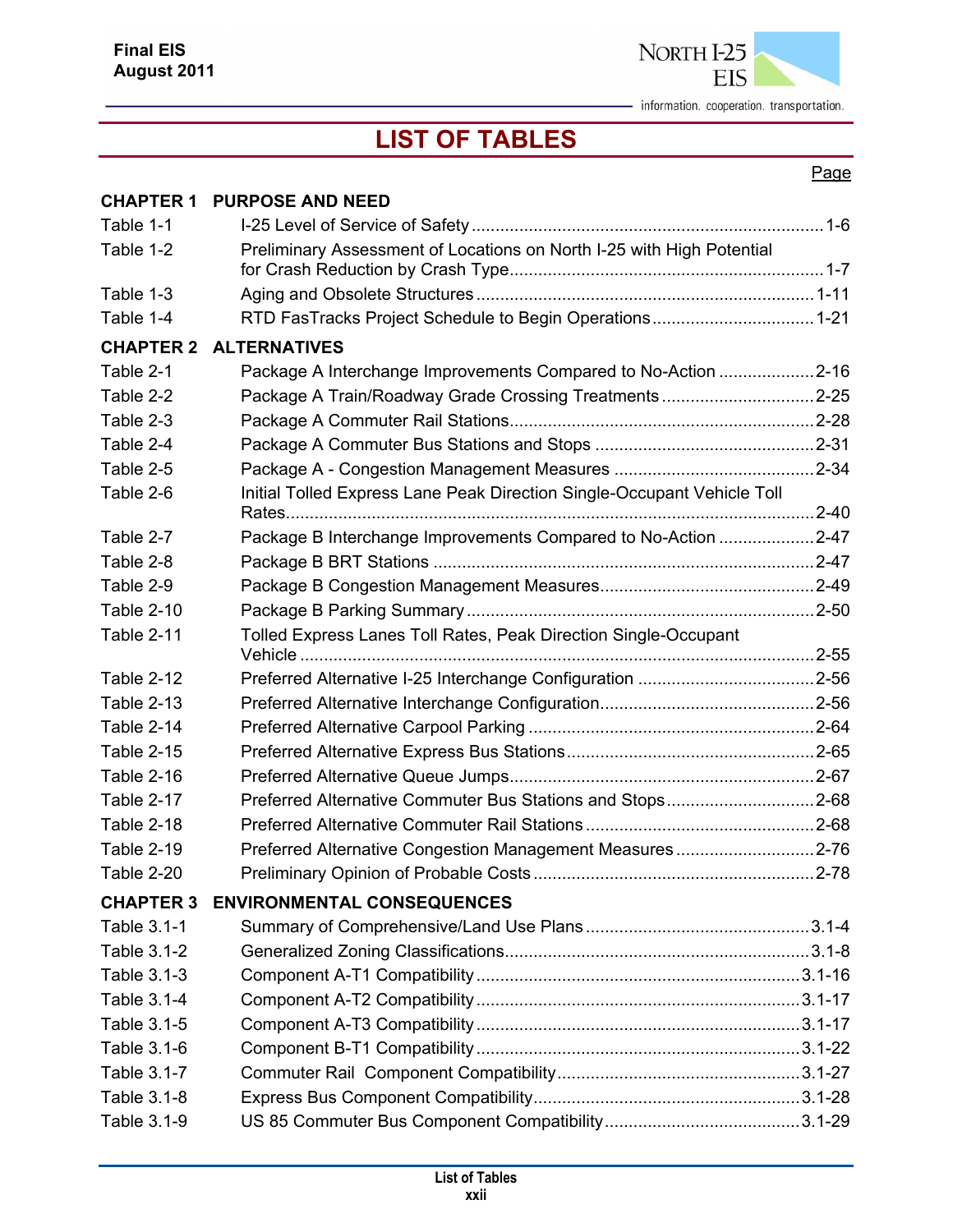# LIST OF TABLES

| | | Page |
|---|---|---|
| **CHAPTER 1** | **PURPOSE AND NEED** | |
| Table 1-1 | I-25 Level of Service of Safety | 1-6 |
| Table 1-2 | Preliminary Assessment of Locations on North I-25 with High Potential for Crash Reduction by Crash Type | 1-7 |
| Table 1-3 | Aging and Obsolete Structures | 1-11 |
| Table 1-4 | RTD FasTracks Project Schedule to Begin Operations | 1-21 |
| **CHAPTER 2** | **ALTERNATIVES** | |
| Table 2-1 | Package A Interchange Improvements Compared to No-Action | 2-16 |
| Table 2-2 | Package A Train/Roadway Grade Crossing Treatments | 2-25 |
| Table 2-3 | Package A Commuter Rail Stations | 2-28 |
| Table 2-4 | Package A Commuter Bus Stations and Stops | 2-31 |
| Table 2-5 | Package A - Congestion Management Measures | 2-34 |
| Table 2-6 | Initial Tolled Express Lane Peak Direction Single-Occupant Vehicle Toll Rates | 2-40 |
| Table 2-7 | Package B Interchange Improvements Compared to No-Action | 2-47 |
| Table 2-8 | Package B BRT Stations | 2-47 |
| Table 2-9 | Package B Congestion Management Measures | 2-49 |
| Table 2-10 | Package B Parking Summary | 2-50 |
| Table 2-11 | Tolled Express Lanes Toll Rates, Peak Direction Single-Occupant Vehicle | 2-55 |
| Table 2-12 | Preferred Alternative I-25 Interchange Configuration | 2-56 |
| Table 2-13 | Preferred Alternative Interchange Configuration | 2-56 |
| Table 2-14 | Preferred Alternative Carpool Parking | 2-64 |
| Table 2-15 | Preferred Alternative Express Bus Stations | 2-65 |
| Table 2-16 | Preferred Alternative Queue Jumps | 2-67 |
| Table 2-17 | Preferred Alternative Commuter Bus Stations and Stops | 2-68 |
| Table 2-18 | Preferred Alternative Commuter Rail Stations | 2-68 |
| Table 2-19 | Preferred Alternative Congestion Management Measures | 2-76 |
| Table 2-20 | Preliminary Opinion of Probable Costs | 2-78 |
| **CHAPTER 3** | **ENVIRONMENTAL CONSEQUENCES** | |
| Table 3.1-1 | Summary of Comprehensive/Land Use Plans | 3.1-4 |
| Table 3.1-2 | Generalized Zoning Classifications | 3.1-8 |
| Table 3.1-3 | Component A-T1 Compatibility | 3.1-16 |
| Table 3.1-4 | Component A-T2 Compatibility | 3.1-17 |
| Table 3.1-5 | Component A-T3 Compatibility | 3.1-17 |
| Table 3.1-6 | Component B-T1 Compatibility | 3.1-22 |
| Table 3.1-7 | Commuter Rail Component Compatibility | 3.1-27 |
| Table 3.1-8 | Express Bus Component Compatibility | 3.1-28 |
| Table 3.1-9 | US 85 Commuter Bus Component Compatibility | 3.1-29 |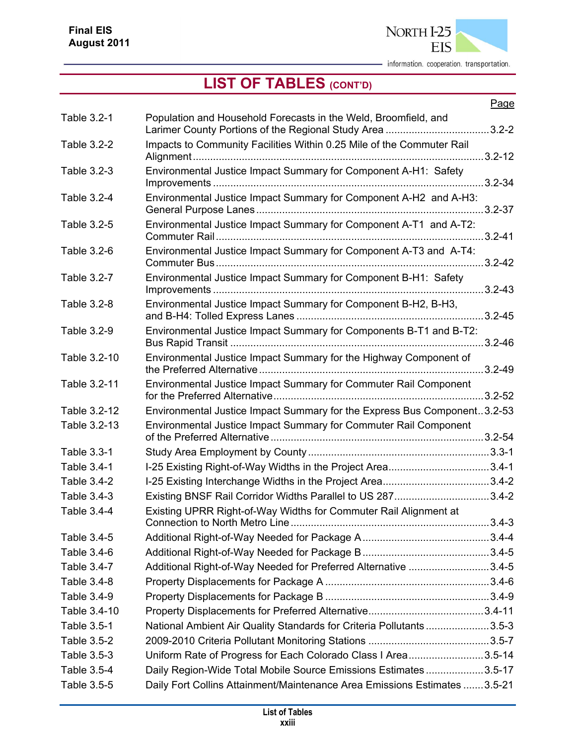# LIST OF TABLES (CONT'D)

| | | Page |
|---|---|---|
| Table 3.2-1 | Population and Household Forecasts in the Weld, Broomfield, and Larimer County Portions of the Regional Study Area | 3.2-2 |
| Table 3.2-2 | Impacts to Community Facilities Within 0.25 Mile of the Commuter Rail Alignment | 3.2-12 |
| Table 3.2-3 | Environmental Justice Impact Summary for Component A-H1: Safety Improvements | 3.2-34 |
| Table 3.2-4 | Environmental Justice Impact Summary for Component A-H2 and A-H3: General Purpose Lanes | 3.2-37 |
| Table 3.2-5 | Environmental Justice Impact Summary for Component A-T1 and A-T2: Commuter Rail | 3.2-41 |
| Table 3.2-6 | Environmental Justice Impact Summary for Component A-T3 and A-T4: Commuter Bus | 3.2-42 |
| Table 3.2-7 | Environmental Justice Impact Summary for Component B-H1: Safety Improvements | 3.2-43 |
| Table 3.2-8 | Environmental Justice Impact Summary for Component B-H2, B-H3, and B-H4: Tolled Express Lanes | 3.2-45 |
| Table 3.2-9 | Environmental Justice Impact Summary for Components B-T1 and B-T2: Bus Rapid Transit | 3.2-46 |
| Table 3.2-10 | Environmental Justice Impact Summary for the Highway Component of the Preferred Alternative | 3.2-49 |
| Table 3.2-11 | Environmental Justice Impact Summary for Commuter Rail Component for the Preferred Alternative | 3.2-52 |
| Table 3.2-12 | Environmental Justice Impact Summary for the Express Bus Component | 3.2-53 |
| Table 3.2-13 | Environmental Justice Impact Summary for Commuter Rail Component of the Preferred Alternative | 3.2-54 |
| Table 3.3-1 | Study Area Employment by County | 3.3-1 |
| Table 3.4-1 | I-25 Existing Right-of-Way Widths in the Project Area | 3.4-1 |
| Table 3.4-2 | I-25 Existing Interchange Widths in the Project Area | 3.4-2 |
| Table 3.4-3 | Existing BNSF Rail Corridor Widths Parallel to US 287 | 3.4-2 |
| Table 3.4-4 | Existing UPRR Right-of-Way Widths for Commuter Rail Alignment at Connection to North Metro Line | 3.4-3 |
| Table 3.4-5 | Additional Right-of-Way Needed for Package A | 3.4-4 |
| Table 3.4-6 | Additional Right-of-Way Needed for Package B | 3.4-5 |
| Table 3.4-7 | Additional Right-of-Way Needed for Preferred Alternative | 3.4-5 |
| Table 3.4-8 | Property Displacements for Package A | 3.4-6 |
| Table 3.4-9 | Property Displacements for Package B | 3.4-9 |
| Table 3.4-10 | Property Displacements for Preferred Alternative | 3.4-11 |
| Table 3.5-1 | National Ambient Air Quality Standards for Criteria Pollutants | 3.5-3 |
| Table 3.5-2 | 2009-2010 Criteria Pollutant Monitoring Stations | 3.5-7 |
| Table 3.5-3 | Uniform Rate of Progress for Each Colorado Class I Area | 3.5-14 |
| Table 3.5-4 | Daily Region-Wide Total Mobile Source Emissions Estimates | 3.5-17 |
| Table 3.5-5 | Daily Fort Collins Attainment/Maintenance Area Emissions Estimates | 3.5-21 |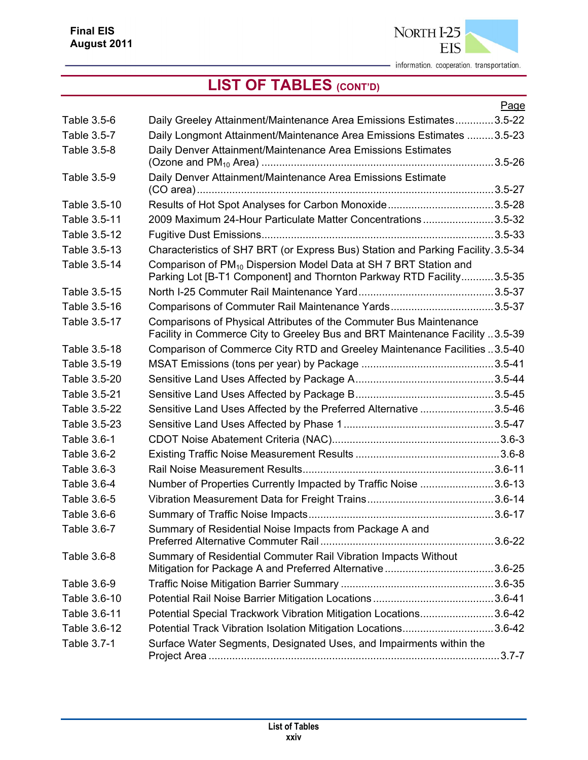# LIST OF TABLES (CONT'D)

| | | Page |
|---|---|---|
| Table 3.5-6 | Daily Greeley Attainment/Maintenance Area Emissions Estimates | 3.5-22 |
| Table 3.5-7 | Daily Longmont Attainment/Maintenance Area Emissions Estimates | 3.5-23 |
| Table 3.5-8 | Daily Denver Attainment/Maintenance Area Emissions Estimates (Ozone and $PM_{10}$ Area) | 3.5-26 |
| Table 3.5-9 | Daily Denver Attainment/Maintenance Area Emissions Estimate (CO area) | 3.5-27 |
| Table 3.5-10 | Results of Hot Spot Analyses for Carbon Monoxide | 3.5-28 |
| Table 3.5-11 | 2009 Maximum 24-Hour Particulate Matter Concentrations | 3.5-32 |
| Table 3.5-12 | Fugitive Dust Emissions | 3.5-33 |
| Table 3.5-13 | Characteristics of SH7 BRT (or Express Bus) Station and Parking Facility | 3.5-34 |
| Table 3.5-14 | Comparison of $PM_{10}$ Dispersion Model Data at SH 7 BRT Station and Parking Lot [B-T1 Component] and Thornton Parkway RTD Facility | 3.5-35 |
| Table 3.5-15 | North I-25 Commuter Rail Maintenance Yard | 3.5-37 |
| Table 3.5-16 | Comparisons of Commuter Rail Maintenance Yards | 3.5-37 |
| Table 3.5-17 | Comparisons of Physical Attributes of the Commuter Bus Maintenance Facility in Commerce City to Greeley Bus and BRT Maintenance Facility | 3.5-39 |
| Table 3.5-18 | Comparison of Commerce City RTD and Greeley Maintenance Facilities | 3.5-40 |
| Table 3.5-19 | MSAT Emissions (tons per year) by Package | 3.5-41 |
| Table 3.5-20 | Sensitive Land Uses Affected by Package A | 3.5-44 |
| Table 3.5-21 | Sensitive Land Uses Affected by Package B | 3.5-45 |
| Table 3.5-22 | Sensitive Land Uses Affected by the Preferred Alternative | 3.5-46 |
| Table 3.5-23 | Sensitive Land Uses Affected by Phase 1 | 3.5-47 |
| Table 3.6-1 | CDOT Noise Abatement Criteria (NAC) | 3.6-3 |
| Table 3.6-2 | Existing Traffic Noise Measurement Results | 3.6-8 |
| Table 3.6-3 | Rail Noise Measurement Results | 3.6-11 |
| Table 3.6-4 | Number of Properties Currently Impacted by Traffic Noise | 3.6-13 |
| Table 3.6-5 | Vibration Measurement Data for Freight Trains | 3.6-14 |
| Table 3.6-6 | Summary of Traffic Noise Impacts | 3.6-17 |
| Table 3.6-7 | Summary of Residential Noise Impacts from Package A and Preferred Alternative Commuter Rail | 3.6-22 |
| Table 3.6-8 | Summary of Residential Commuter Rail Vibration Impacts Without Mitigation for Package A and Preferred Alternative | 3.6-25 |
| Table 3.6-9 | Traffic Noise Mitigation Barrier Summary | 3.6-35 |
| Table 3.6-10 | Potential Rail Noise Barrier Mitigation Locations | 3.6-41 |
| Table 3.6-11 | Potential Special Trackwork Vibration Mitigation Locations | 3.6-42 |
| Table 3.6-12 | Potential Track Vibration Isolation Mitigation Locations | 3.6-42 |
| Table 3.7-1 | Surface Water Segments, Designated Uses, and Impairments within the Project Area | 3.7-7 |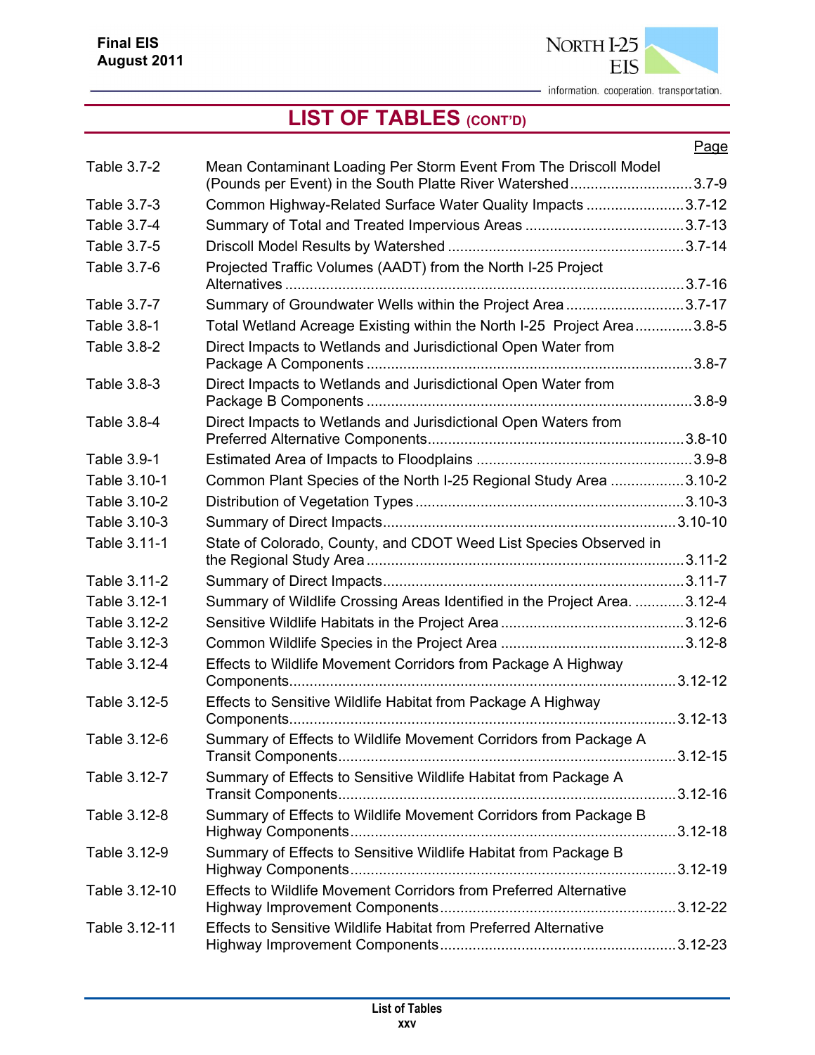# LIST OF TABLES (CONT'D)

| | | Page |
|---|---|---|
| Table 3.7-2 | Mean Contaminant Loading Per Storm Event From The Driscoll Model (Pounds per Event) in the South Platte River Watershed | 3.7-9 |
| Table 3.7-3 | Common Highway-Related Surface Water Quality Impacts | 3.7-12 |
| Table 3.7-4 | Summary of Total and Treated Impervious Areas | 3.7-13 |
| Table 3.7-5 | Driscoll Model Results by Watershed | 3.7-14 |
| Table 3.7-6 | Projected Traffic Volumes (AADT) from the North I-25 Project Alternatives | 3.7-16 |
| Table 3.7-7 | Summary of Groundwater Wells within the Project Area | 3.7-17 |
| Table 3.8-1 | Total Wetland Acreage Existing within the North I-25 Project Area | 3.8-5 |
| Table 3.8-2 | Direct Impacts to Wetlands and Jurisdictional Open Water from Package A Components | 3.8-7 |
| Table 3.8-3 | Direct Impacts to Wetlands and Jurisdictional Open Water from Package B Components | 3.8-9 |
| Table 3.8-4 | Direct Impacts to Wetlands and Jurisdictional Open Waters from Preferred Alternative Components | 3.8-10 |
| Table 3.9-1 | Estimated Area of Impacts to Floodplains | 3.9-8 |
| Table 3.10-1 | Common Plant Species of the North I-25 Regional Study Area | 3.10-2 |
| Table 3.10-2 | Distribution of Vegetation Types | 3.10-3 |
| Table 3.10-3 | Summary of Direct Impacts | 3.10-10 |
| Table 3.11-1 | State of Colorado, County, and CDOT Weed List Species Observed in the Regional Study Area | 3.11-2 |
| Table 3.11-2 | Summary of Direct Impacts | 3.11-7 |
| Table 3.12-1 | Summary of Wildlife Crossing Areas Identified in the Project Area. | 3.12-4 |
| Table 3.12-2 | Sensitive Wildlife Habitats in the Project Area | 3.12-6 |
| Table 3.12-3 | Common Wildlife Species in the Project Area | 3.12-8 |
| Table 3.12-4 | Effects to Wildlife Movement Corridors from Package A Highway Components | 3.12-12 |
| Table 3.12-5 | Effects to Sensitive Wildlife Habitat from Package A Highway Components | 3.12-13 |
| Table 3.12-6 | Summary of Effects to Wildlife Movement Corridors from Package A Transit Components | 3.12-15 |
| Table 3.12-7 | Summary of Effects to Sensitive Wildlife Habitat from Package A Transit Components | 3.12-16 |
| Table 3.12-8 | Summary of Effects to Wildlife Movement Corridors from Package B Highway Components | 3.12-18 |
| Table 3.12-9 | Summary of Effects to Sensitive Wildlife Habitat from Package B Highway Components | 3.12-19 |
| Table 3.12-10 | Effects to Wildlife Movement Corridors from Preferred Alternative Highway Improvement Components | 3.12-22 |
| Table 3.12-11 | Effects to Sensitive Wildlife Habitat from Preferred Alternative Highway Improvement Components | 3.12-23 |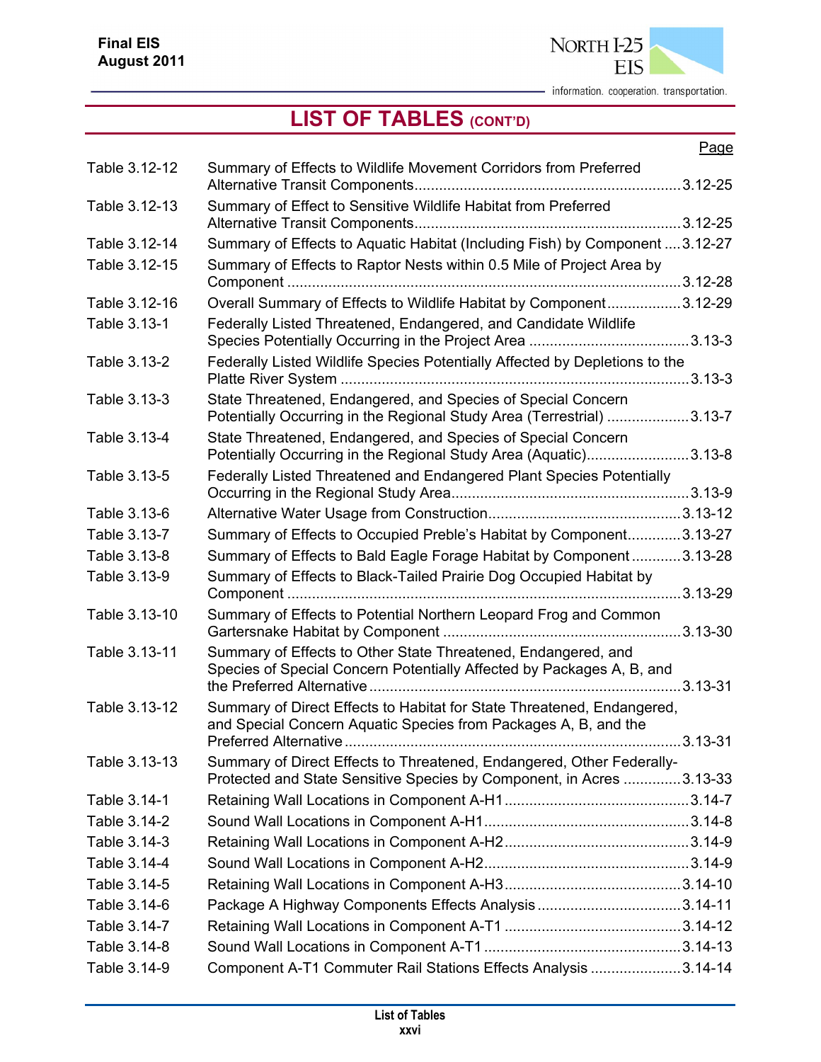# LIST OF TABLES (CONT'D)

| | | Page |
|---|---|---|
| Table 3.12-12 | Summary of Effects to Wildlife Movement Corridors from Preferred Alternative Transit Components | 3.12-25 |
| Table 3.12-13 | Summary of Effect to Sensitive Wildlife Habitat from Preferred Alternative Transit Components | 3.12-25 |
| Table 3.12-14 | Summary of Effects to Aquatic Habitat (Including Fish) by Component | 3.12-27 |
| Table 3.12-15 | Summary of Effects to Raptor Nests within 0.5 Mile of Project Area by Component | 3.12-28 |
| Table 3.12-16 | Overall Summary of Effects to Wildlife Habitat by Component | 3.12-29 |
| Table 3.13-1 | Federally Listed Threatened, Endangered, and Candidate Wildlife Species Potentially Occurring in the Project Area | 3.13-3 |
| Table 3.13-2 | Federally Listed Wildlife Species Potentially Affected by Depletions to the Platte River System | 3.13-3 |
| Table 3.13-3 | State Threatened, Endangered, and Species of Special Concern Potentially Occurring in the Regional Study Area (Terrestrial) | 3.13-7 |
| Table 3.13-4 | State Threatened, Endangered, and Species of Special Concern Potentially Occurring in the Regional Study Area (Aquatic) | 3.13-8 |
| Table 3.13-5 | Federally Listed Threatened and Endangered Plant Species Potentially Occurring in the Regional Study Area | 3.13-9 |
| Table 3.13-6 | Alternative Water Usage from Construction | 3.13-12 |
| Table 3.13-7 | Summary of Effects to Occupied Preble's Habitat by Component | 3.13-27 |
| Table 3.13-8 | Summary of Effects to Bald Eagle Forage Habitat by Component | 3.13-28 |
| Table 3.13-9 | Summary of Effects to Black-Tailed Prairie Dog Occupied Habitat by Component | 3.13-29 |
| Table 3.13-10 | Summary of Effects to Potential Northern Leopard Frog and Common Gartersnake Habitat by Component | 3.13-30 |
| Table 3.13-11 | Summary of Effects to Other State Threatened, Endangered, and Species of Special Concern Potentially Affected by Packages A, B, and the Preferred Alternative | 3.13-31 |
| Table 3.13-12 | Summary of Direct Effects to Habitat for State Threatened, Endangered, and Special Concern Aquatic Species from Packages A, B, and the Preferred Alternative | 3.13-31 |
| Table 3.13-13 | Summary of Direct Effects to Threatened, Endangered, Other Federally-Protected and State Sensitive Species by Component, in Acres | 3.13-33 |
| Table 3.14-1 | Retaining Wall Locations in Component A-H1 | 3.14-7 |
| Table 3.14-2 | Sound Wall Locations in Component A-H1 | 3.14-8 |
| Table 3.14-3 | Retaining Wall Locations in Component A-H2 | 3.14-9 |
| Table 3.14-4 | Sound Wall Locations in Component A-H2 | 3.14-9 |
| Table 3.14-5 | Retaining Wall Locations in Component A-H3 | 3.14-10 |
| Table 3.14-6 | Package A Highway Components Effects Analysis | 3.14-11 |
| Table 3.14-7 | Retaining Wall Locations in Component A-T1 | 3.14-12 |
| Table 3.14-8 | Sound Wall Locations in Component A-T1 | 3.14-13 |
| Table 3.14-9 | Component A-T1 Commuter Rail Stations Effects Analysis | 3.14-14 |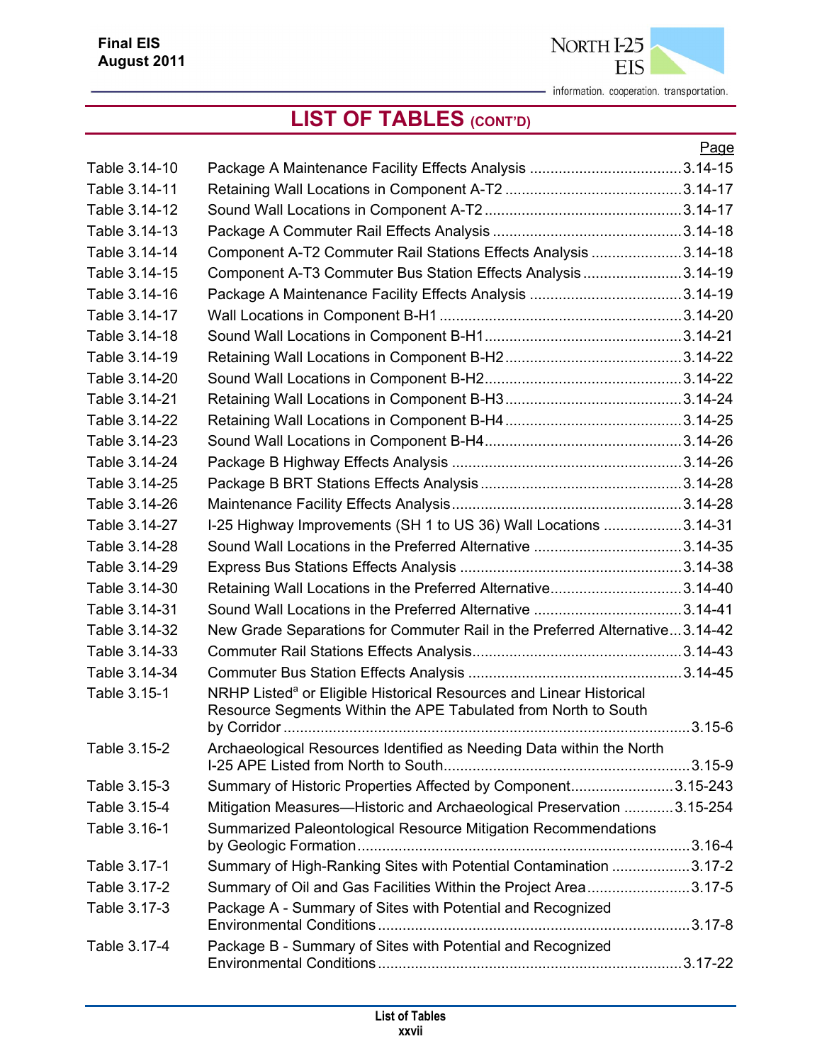# LIST OF TABLES (CONT'D)

| | | Page |
|---|---|---|
| Table 3.14-10 | Package A Maintenance Facility Effects Analysis | 3.14-15 |
| Table 3.14-11 | Retaining Wall Locations in Component A-T2 | 3.14-17 |
| Table 3.14-12 | Sound Wall Locations in Component A-T2 | 3.14-17 |
| Table 3.14-13 | Package A Commuter Rail Effects Analysis | 3.14-18 |
| Table 3.14-14 | Component A-T2 Commuter Rail Stations Effects Analysis | 3.14-18 |
| Table 3.14-15 | Component A-T3 Commuter Bus Station Effects Analysis | 3.14-19 |
| Table 3.14-16 | Package A Maintenance Facility Effects Analysis | 3.14-19 |
| Table 3.14-17 | Wall Locations in Component B-H1 | 3.14-20 |
| Table 3.14-18 | Sound Wall Locations in Component B-H1 | 3.14-21 |
| Table 3.14-19 | Retaining Wall Locations in Component B-H2 | 3.14-22 |
| Table 3.14-20 | Sound Wall Locations in Component B-H2 | 3.14-22 |
| Table 3.14-21 | Retaining Wall Locations in Component B-H3 | 3.14-24 |
| Table 3.14-22 | Retaining Wall Locations in Component B-H4 | 3.14-25 |
| Table 3.14-23 | Sound Wall Locations in Component B-H4 | 3.14-26 |
| Table 3.14-24 | Package B Highway Effects Analysis | 3.14-26 |
| Table 3.14-25 | Package B BRT Stations Effects Analysis | 3.14-28 |
| Table 3.14-26 | Maintenance Facility Effects Analysis | 3.14-28 |
| Table 3.14-27 | I-25 Highway Improvements (SH 1 to US 36) Wall Locations | 3.14-31 |
| Table 3.14-28 | Sound Wall Locations in the Preferred Alternative | 3.14-35 |
| Table 3.14-29 | Express Bus Stations Effects Analysis | 3.14-38 |
| Table 3.14-30 | Retaining Wall Locations in the Preferred Alternative | 3.14-40 |
| Table 3.14-31 | Sound Wall Locations in the Preferred Alternative | 3.14-41 |
| Table 3.14-32 | New Grade Separations for Commuter Rail in the Preferred Alternative | 3.14-42 |
| Table 3.14-33 | Commuter Rail Stations Effects Analysis | 3.14-43 |
| Table 3.14-34 | Commuter Bus Station Effects Analysis | 3.14-45 |
| Table 3.15-1 | NRHP Listed[a] or Eligible Historical Resources and Linear Historical Resource Segments Within the APE Tabulated from North to South by Corridor | 3.15-6 |
| Table 3.15-2 | Archaeological Resources Identified as Needing Data within the North I-25 APE Listed from North to South | 3.15-9 |
| Table 3.15-3 | Summary of Historic Properties Affected by Component | 3.15-243 |
| Table 3.15-4 | Mitigation Measures—Historic and Archaeological Preservation | 3.15-254 |
| Table 3.16-1 | Summarized Paleontological Resource Mitigation Recommendations by Geologic Formation | 3.16-4 |
| Table 3.17-1 | Summary of High-Ranking Sites with Potential Contamination | 3.17-2 |
| Table 3.17-2 | Summary of Oil and Gas Facilities Within the Project Area | 3.17-5 |
| Table 3.17-3 | Package A - Summary of Sites with Potential and Recognized Environmental Conditions | 3.17-8 |
| Table 3.17-4 | Package B - Summary of Sites with Potential and Recognized Environmental Conditions | 3.17-22 |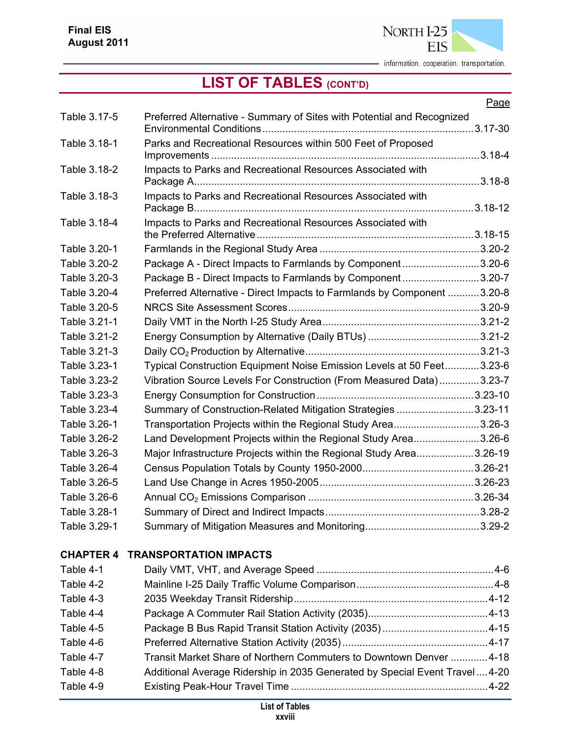# LIST OF TABLES (CONT'D)

| | | Page |
|---|---|---|
| Table 3.17-5 | Preferred Alternative - Summary of Sites with Potential and Recognized Environmental Conditions | 3.17-30 |
| Table 3.18-1 | Parks and Recreational Resources within 500 Feet of Proposed Improvements | 3.18-4 |
| Table 3.18-2 | Impacts to Parks and Recreational Resources Associated with Package A | 3.18-8 |
| Table 3.18-3 | Impacts to Parks and Recreational Resources Associated with Package B | 3.18-12 |
| Table 3.18-4 | Impacts to Parks and Recreational Resources Associated with the Preferred Alternative | 3.18-15 |
| Table 3.20-1 | Farmlands in the Regional Study Area | 3.20-2 |
| Table 3.20-2 | Package A - Direct Impacts to Farmlands by Component | 3.20-6 |
| Table 3.20-3 | Package B - Direct Impacts to Farmlands by Component | 3.20-7 |
| Table 3.20-4 | Preferred Alternative - Direct Impacts to Farmlands by Component | 3.20-8 |
| Table 3.20-5 | NRCS Site Assessment Scores | 3.20-9 |
| Table 3.21-1 | Daily VMT in the North I-25 Study Area | 3.21-2 |
| Table 3.21-2 | Energy Consumption by Alternative (Daily BTUs) | 3.21-2 |
| Table 3.21-3 | Daily $CO_2$ Production by Alternative | 3.21-3 |
| Table 3.23-1 | Typical Construction Equipment Noise Emission Levels at 50 Feet | 3.23-6 |
| Table 3.23-2 | Vibration Source Levels For Construction (From Measured Data) | 3.23-7 |
| Table 3.23-3 | Energy Consumption for Construction | 3.23-10 |
| Table 3.23-4 | Summary of Construction-Related Mitigation Strategies | 3.23-11 |
| Table 3.26-1 | Transportation Projects within the Regional Study Area | 3.26-3 |
| Table 3.26-2 | Land Development Projects within the Regional Study Area | 3.26-6 |
| Table 3.26-3 | Major Infrastructure Projects within the Regional Study Area | 3.26-19 |
| Table 3.26-4 | Census Population Totals by County 1950-2000 | 3.26-21 |
| Table 3.26-5 | Land Use Change in Acres 1950-2005 | 3.26-23 |
| Table 3.26-6 | Annual $CO_2$ Emissions Comparison | 3.26-34 |
| Table 3.28-1 | Summary of Direct and Indirect Impacts | 3.28-2 |
| Table 3.29-1 | Summary of Mitigation Measures and Monitoring | 3.29-2 |

## CHAPTER 4 TRANSPORTATION IMPACTS

| | | |
|---|---|---|
| Table 4-1 | Daily VMT, VHT, and Average Speed | 4-6 |
| Table 4-2 | Mainline I-25 Daily Traffic Volume Comparison | 4-8 |
| Table 4-3 | 2035 Weekday Transit Ridership | 4-12 |
| Table 4-4 | Package A Commuter Rail Station Activity (2035) | 4-13 |
| Table 4-5 | Package B Bus Rapid Transit Station Activity (2035) | 4-15 |
| Table 4-6 | Preferred Alternative Station Activity (2035) | 4-17 |
| Table 4-7 | Transit Market Share of Northern Commuters to Downtown Denver | 4-18 |
| Table 4-8 | Additional Average Ridership in 2035 Generated by Special Event Travel | 4-20 |
| Table 4-9 | Existing Peak-Hour Travel Time | 4-22 |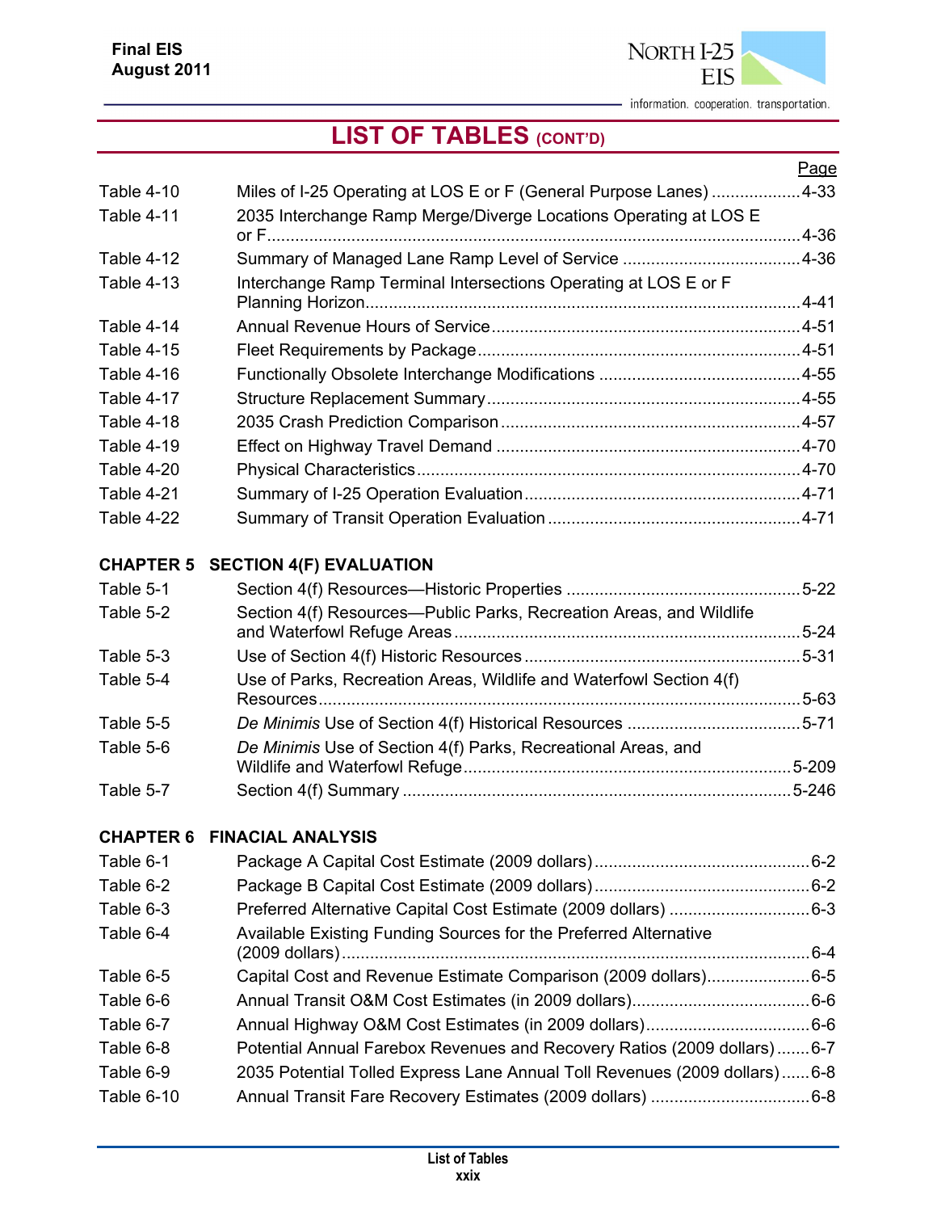# LIST OF TABLES (CONT'D)

| | | Page |
|---|---|---|
| Table 4-10 | Miles of I-25 Operating at LOS E or F (General Purpose Lanes) | 4-33 |
| Table 4-11 | 2035 Interchange Ramp Merge/Diverge Locations Operating at LOS E or F | 4-36 |
| Table 4-12 | Summary of Managed Lane Ramp Level of Service | 4-36 |
| Table 4-13 | Interchange Ramp Terminal Intersections Operating at LOS E or F Planning Horizon | 4-41 |
| Table 4-14 | Annual Revenue Hours of Service | 4-51 |
| Table 4-15 | Fleet Requirements by Package | 4-51 |
| Table 4-16 | Functionally Obsolete Interchange Modifications | 4-55 |
| Table 4-17 | Structure Replacement Summary | 4-55 |
| Table 4-18 | 2035 Crash Prediction Comparison | 4-57 |
| Table 4-19 | Effect on Highway Travel Demand | 4-70 |
| Table 4-20 | Physical Characteristics | 4-70 |
| Table 4-21 | Summary of I-25 Operation Evaluation | 4-71 |
| Table 4-22 | Summary of Transit Operation Evaluation | 4-71 |

## CHAPTER 5 SECTION 4(F) EVALUATION

| | | |
|---|---|---|
| Table 5-1 | Section 4(f) Resources—Historic Properties | 5-22 |
| Table 5-2 | Section 4(f) Resources—Public Parks, Recreation Areas, and Wildlife and Waterfowl Refuge Areas | 5-24 |
| Table 5-3 | Use of Section 4(f) Historic Resources | 5-31 |
| Table 5-4 | Use of Parks, Recreation Areas, Wildlife and Waterfowl Section 4(f) Resources | 5-63 |
| Table 5-5 | *De Minimis* Use of Section 4(f) Historical Resources | 5-71 |
| Table 5-6 | *De Minimis* Use of Section 4(f) Parks, Recreational Areas, and Wildlife and Waterfowl Refuge | 5-209 |
| Table 5-7 | Section 4(f) Summary | 5-246 |

## CHAPTER 6 FINACIAL ANALYSIS

| | | |
|---|---|---|
| Table 6-1 | Package A Capital Cost Estimate (2009 dollars) | 6-2 |
| Table 6-2 | Package B Capital Cost Estimate (2009 dollars) | 6-2 |
| Table 6-3 | Preferred Alternative Capital Cost Estimate (2009 dollars) | 6-3 |
| Table 6-4 | Available Existing Funding Sources for the Preferred Alternative (2009 dollars) | 6-4 |
| Table 6-5 | Capital Cost and Revenue Estimate Comparison (2009 dollars) | 6-5 |
| Table 6-6 | Annual Transit O&M Cost Estimates (in 2009 dollars) | 6-6 |
| Table 6-7 | Annual Highway O&M Cost Estimates (in 2009 dollars) | 6-6 |
| Table 6-8 | Potential Annual Farebox Revenues and Recovery Ratios (2009 dollars) | 6-7 |
| Table 6-9 | 2035 Potential Tolled Express Lane Annual Toll Revenues (2009 dollars) | 6-8 |
| Table 6-10 | Annual Transit Fare Recovery Estimates (2009 dollars) | 6-8 |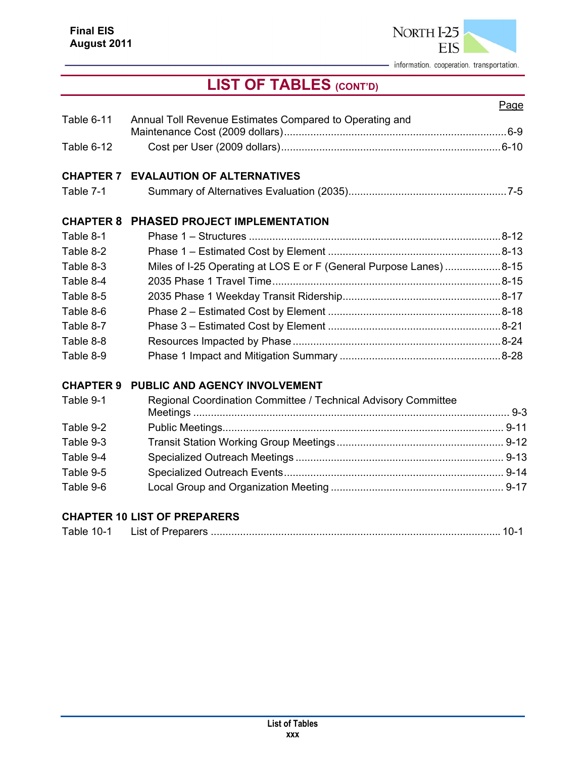# LIST OF TABLES (CONT'D)

| | | Page |
|---|---|---|
| Table 6-11 | Annual Toll Revenue Estimates Compared to Operating and Maintenance Cost (2009 dollars) | 6-9 |
| Table 6-12 | Cost per User (2009 dollars) | 6-10 |

**CHAPTER 7 EVALAUTION OF ALTERNATIVES**

| | | |
|---|---|---|
| Table 7-1 | Summary of Alternatives Evaluation (2035) | 7-5 |

**CHAPTER 8 PHASED PROJECT IMPLEMENTATION**

| | | |
|---|---|---|
| Table 8-1 | Phase 1 – Structures | 8-12 |
| Table 8-2 | Phase 1 – Estimated Cost by Element | 8-13 |
| Table 8-3 | Miles of I-25 Operating at LOS E or F (General Purpose Lanes) | 8-15 |
| Table 8-4 | 2035 Phase 1 Travel Time | 8-15 |
| Table 8-5 | 2035 Phase 1 Weekday Transit Ridership | 8-17 |
| Table 8-6 | Phase 2 – Estimated Cost by Element | 8-18 |
| Table 8-7 | Phase 3 – Estimated Cost by Element | 8-21 |
| Table 8-8 | Resources Impacted by Phase | 8-24 |
| Table 8-9 | Phase 1 Impact and Mitigation Summary | 8-28 |

**CHAPTER 9 PUBLIC AND AGENCY INVOLVEMENT**

| | | |
|---|---|---|
| Table 9-1 | Regional Coordination Committee / Technical Advisory Committee Meetings | 9-3 |
| Table 9-2 | Public Meetings | 9-11 |
| Table 9-3 | Transit Station Working Group Meetings | 9-12 |
| Table 9-4 | Specialized Outreach Meetings | 9-13 |
| Table 9-5 | Specialized Outreach Events | 9-14 |
| Table 9-6 | Local Group and Organization Meeting | 9-17 |

**CHAPTER 10 LIST OF PREPARERS**

| | | |
|---|---|---|
| Table 10-1 | List of Preparers | 10-1 |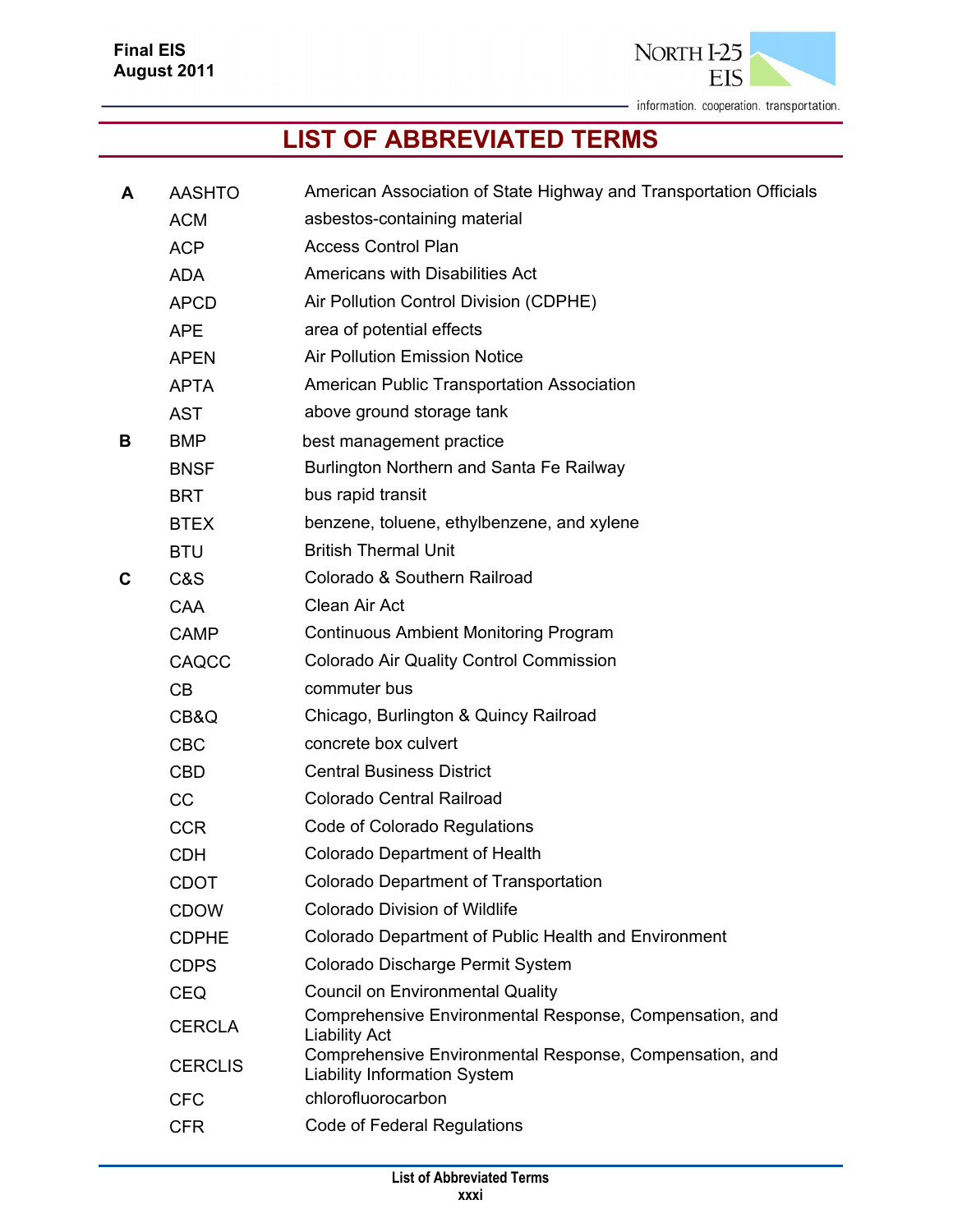# LIST OF ABBREVIATED TERMS

| | | |
|---|---|---|
| **A** | AASHTO | American Association of State Highway and Transportation Officials |
| | ACM | asbestos-containing material |
| | ACP | Access Control Plan |
| | ADA | Americans with Disabilities Act |
| | APCD | Air Pollution Control Division (CDPHE) |
| | APE | area of potential effects |
| | APEN | Air Pollution Emission Notice |
| | APTA | American Public Transportation Association |
| | AST | above ground storage tank |
| **B** | BMP | best management practice |
| | BNSF | Burlington Northern and Santa Fe Railway |
| | BRT | bus rapid transit |
| | BTEX | benzene, toluene, ethylbenzene, and xylene |
| | BTU | British Thermal Unit |
| **C** | C&S | Colorado & Southern Railroad |
| | CAA | Clean Air Act |
| | CAMP | Continuous Ambient Monitoring Program |
| | CAQCC | Colorado Air Quality Control Commission |
| | CB | commuter bus |
| | CB&Q | Chicago, Burlington & Quincy Railroad |
| | CBC | concrete box culvert |
| | CBD | Central Business District |
| | CC | Colorado Central Railroad |
| | CCR | Code of Colorado Regulations |
| | CDH | Colorado Department of Health |
| | CDOT | Colorado Department of Transportation |
| | CDOW | Colorado Division of Wildlife |
| | CDPHE | Colorado Department of Public Health and Environment |
| | CDPS | Colorado Discharge Permit System |
| | CEQ | Council on Environmental Quality |
| | CERCLA | Comprehensive Environmental Response, Compensation, and Liability Act |
| | CERCLIS | Comprehensive Environmental Response, Compensation, and Liability Information System |
| | CFC | chlorofluorocarbon |
| | CFR | Code of Federal Regulations |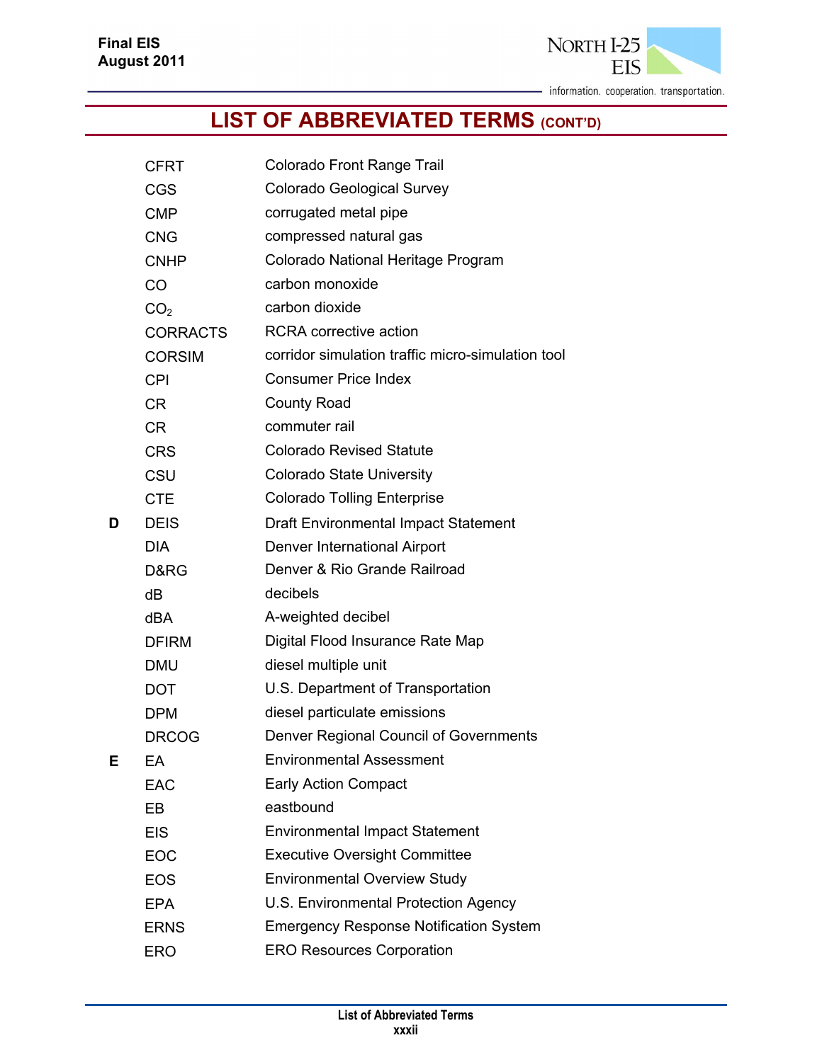# LIST OF ABBREVIATED TERMS (CONT'D)

| | | |
|---|---|---|
| | CFRT | Colorado Front Range Trail |
| | CGS | Colorado Geological Survey |
| | CMP | corrugated metal pipe |
| | CNG | compressed natural gas |
| | CNHP | Colorado National Heritage Program |
| | CO | carbon monoxide |
| | $CO_2$ | carbon dioxide |
| | CORRACTS | RCRA corrective action |
| | CORSIM | corridor simulation traffic micro-simulation tool |
| | CPI | Consumer Price Index |
| | CR | County Road |
| | CR | commuter rail |
| | CRS | Colorado Revised Statute |
| | CSU | Colorado State University |
| | CTE | Colorado Tolling Enterprise |
| **D** | DEIS | Draft Environmental Impact Statement |
| | DIA | Denver International Airport |
| | D&RG | Denver & Rio Grande Railroad |
| | dB | decibels |
| | dBA | A-weighted decibel |
| | DFIRM | Digital Flood Insurance Rate Map |
| | DMU | diesel multiple unit |
| | DOT | U.S. Department of Transportation |
| | DPM | diesel particulate emissions |
| | DRCOG | Denver Regional Council of Governments |
| **E** | EA | Environmental Assessment |
| | EAC | Early Action Compact |
| | EB | eastbound |
| | EIS | Environmental Impact Statement |
| | EOC | Executive Oversight Committee |
| | EOS | Environmental Overview Study |
| | EPA | U.S. Environmental Protection Agency |
| | ERNS | Emergency Response Notification System |
| | ERO | ERO Resources Corporation |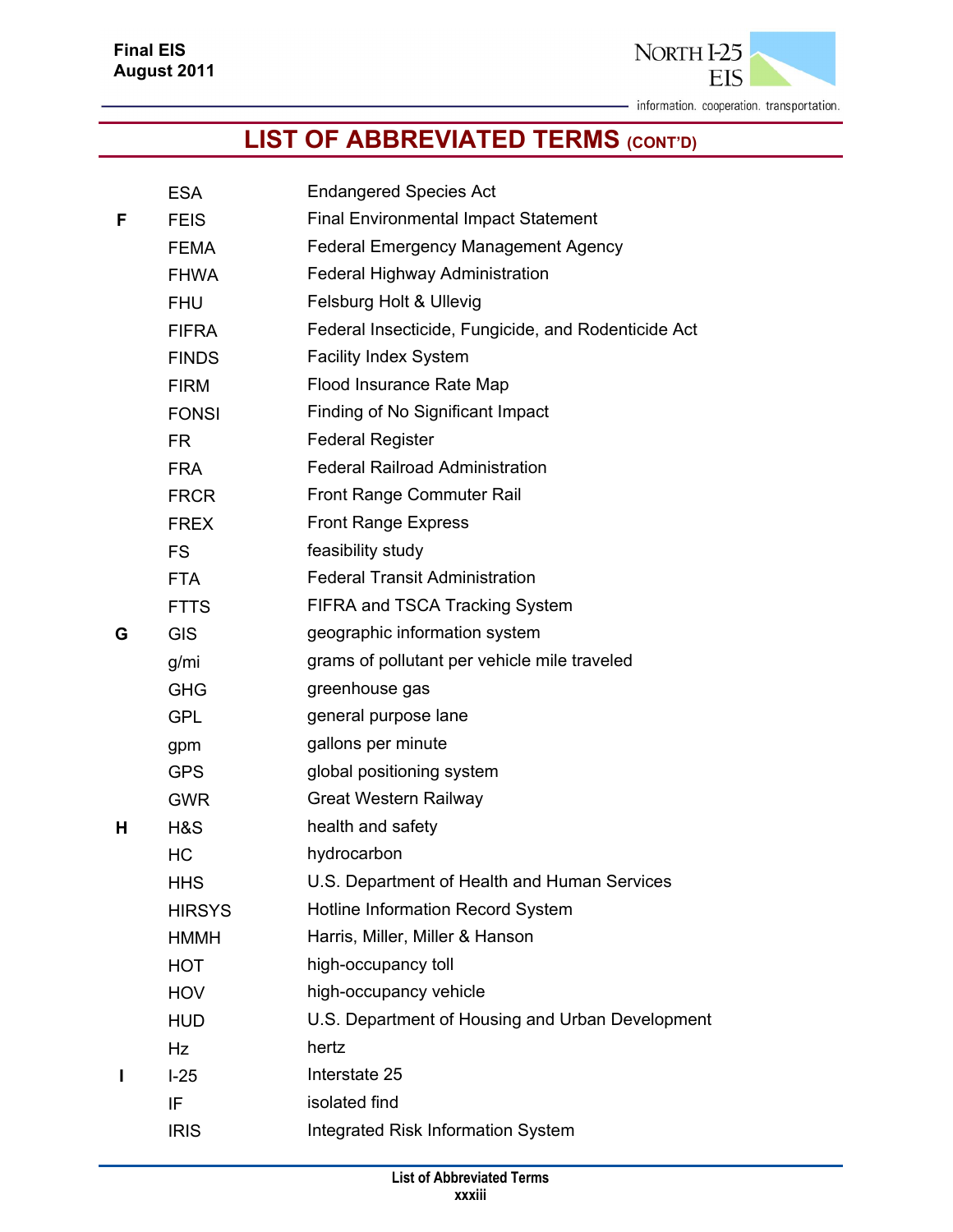# LIST OF ABBREVIATED TERMS (CONT'D)

| | | |
|---|---|---|
| | ESA | Endangered Species Act |
| **F** | FEIS | Final Environmental Impact Statement |
| | FEMA | Federal Emergency Management Agency |
| | FHWA | Federal Highway Administration |
| | FHU | Felsburg Holt & Ullevig |
| | FIFRA | Federal Insecticide, Fungicide, and Rodenticide Act |
| | FINDS | Facility Index System |
| | FIRM | Flood Insurance Rate Map |
| | FONSI | Finding of No Significant Impact |
| | FR | Federal Register |
| | FRA | Federal Railroad Administration |
| | FRCR | Front Range Commuter Rail |
| | FREX | Front Range Express |
| | FS | feasibility study |
| | FTA | Federal Transit Administration |
| | FTTS | FIFRA and TSCA Tracking System |
| **G** | GIS | geographic information system |
| | g/mi | grams of pollutant per vehicle mile traveled |
| | GHG | greenhouse gas |
| | GPL | general purpose lane |
| | gpm | gallons per minute |
| | GPS | global positioning system |
| | GWR | Great Western Railway |
| **H** | H&S | health and safety |
| | HC | hydrocarbon |
| | HHS | U.S. Department of Health and Human Services |
| | HIRSYS | Hotline Information Record System |
| | HMMH | Harris, Miller, Miller & Hanson |
| | HOT | high-occupancy toll |
| | HOV | high-occupancy vehicle |
| | HUD | U.S. Department of Housing and Urban Development |
| | Hz | hertz |
| **I** | I-25 | Interstate 25 |
| | IF | isolated find |
| | IRIS | Integrated Risk Information System |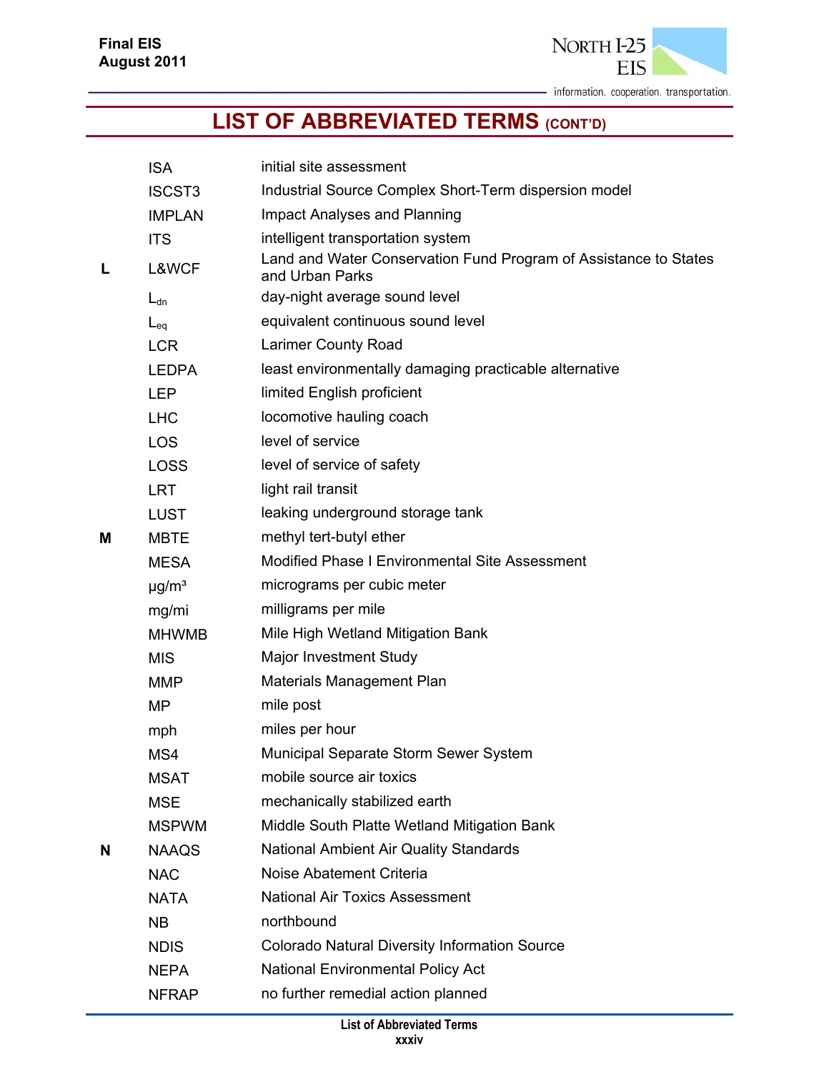# LIST OF ABBREVIATED TERMS (CONT'D)

| | | |
|---|---|---|
| | ISA | initial site assessment |
| | ISCST3 | Industrial Source Complex Short-Term dispersion model |
| | IMPLAN | Impact Analyses and Planning |
| | ITS | intelligent transportation system |
| **L** | L&WCF | Land and Water Conservation Fund Program of Assistance to States and Urban Parks |
| | $L_{dn}$ | day-night average sound level |
| | $L_{eq}$ | equivalent continuous sound level |
| | LCR | Larimer County Road |
| | LEDPA | least environmentally damaging practicable alternative |
| | LEP | limited English proficient |
| | LHC | locomotive hauling coach |
| | LOS | level of service |
| | LOSS | level of service of safety |
| | LRT | light rail transit |
| | LUST | leaking underground storage tank |
| **M** | MBTE | methyl tert-butyl ether |
| | MESA | Modified Phase I Environmental Site Assessment |
| | $\mu g/m^3$ | micrograms per cubic meter |
| | mg/mi | milligrams per mile |
| | MHWMB | Mile High Wetland Mitigation Bank |
| | MIS | Major Investment Study |
| | MMP | Materials Management Plan |
| | MP | mile post |
| | mph | miles per hour |
| | MS4 | Municipal Separate Storm Sewer System |
| | MSAT | mobile source air toxics |
| | MSE | mechanically stabilized earth |
| | MSPWM | Middle South Platte Wetland Mitigation Bank |
| **N** | NAAQS | National Ambient Air Quality Standards |
| | NAC | Noise Abatement Criteria |
| | NATA | National Air Toxics Assessment |
| | NB | northbound |
| | NDIS | Colorado Natural Diversity Information Source |
| | NEPA | National Environmental Policy Act |
| | NFRAP | no further remedial action planned |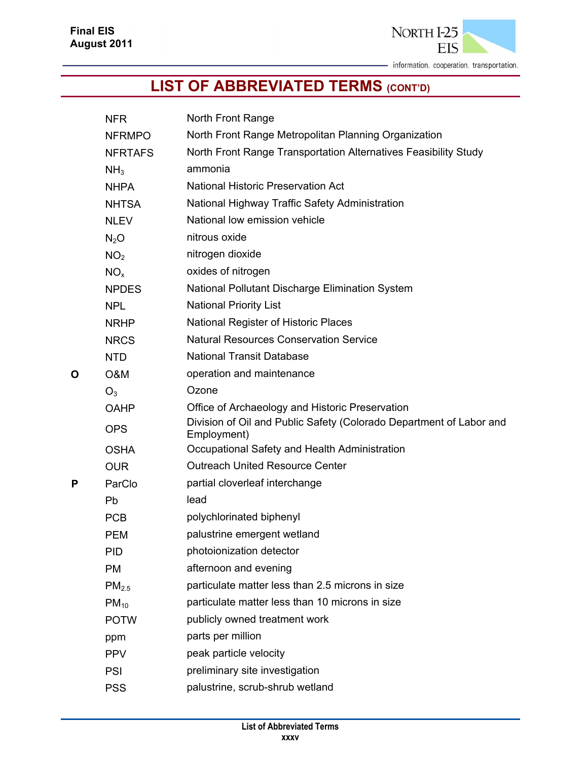# LIST OF ABBREVIATED TERMS (CONT'D)

| | | |
|---|---|---|
| | NFR | North Front Range |
| | NFRMPO | North Front Range Metropolitan Planning Organization |
| | NFRTAFS | North Front Range Transportation Alternatives Feasibility Study |
| | $NH_3$ | ammonia |
| | NHPA | National Historic Preservation Act |
| | NHTSA | National Highway Traffic Safety Administration |
| | NLEV | National low emission vehicle |
| | $N_2O$ | nitrous oxide |
| | $NO_2$ | nitrogen dioxide |
| | $NO_x$ | oxides of nitrogen |
| | NPDES | National Pollutant Discharge Elimination System |
| | NPL | National Priority List |
| | NRHP | National Register of Historic Places |
| | NRCS | Natural Resources Conservation Service |
| | NTD | National Transit Database |
| **O** | O&M | operation and maintenance |
| | $O_3$ | Ozone |
| | OAHP | Office of Archaeology and Historic Preservation |
| | OPS | Division of Oil and Public Safety (Colorado Department of Labor and Employment) |
| | OSHA | Occupational Safety and Health Administration |
| | OUR | Outreach United Resource Center |
| **P** | ParClo | partial cloverleaf interchange |
| | Pb | lead |
| | PCB | polychlorinated biphenyl |
| | PEM | palustrine emergent wetland |
| | PID | photoionization detector |
| | PM | afternoon and evening |
| | $PM_{2.5}$ | particulate matter less than 2.5 microns in size |
| | $PM_{10}$ | particulate matter less than 10 microns in size |
| | POTW | publicly owned treatment work |
| | ppm | parts per million |
| | PPV | peak particle velocity |
| | PSI | preliminary site investigation |
| | PSS | palustrine, scrub-shrub wetland |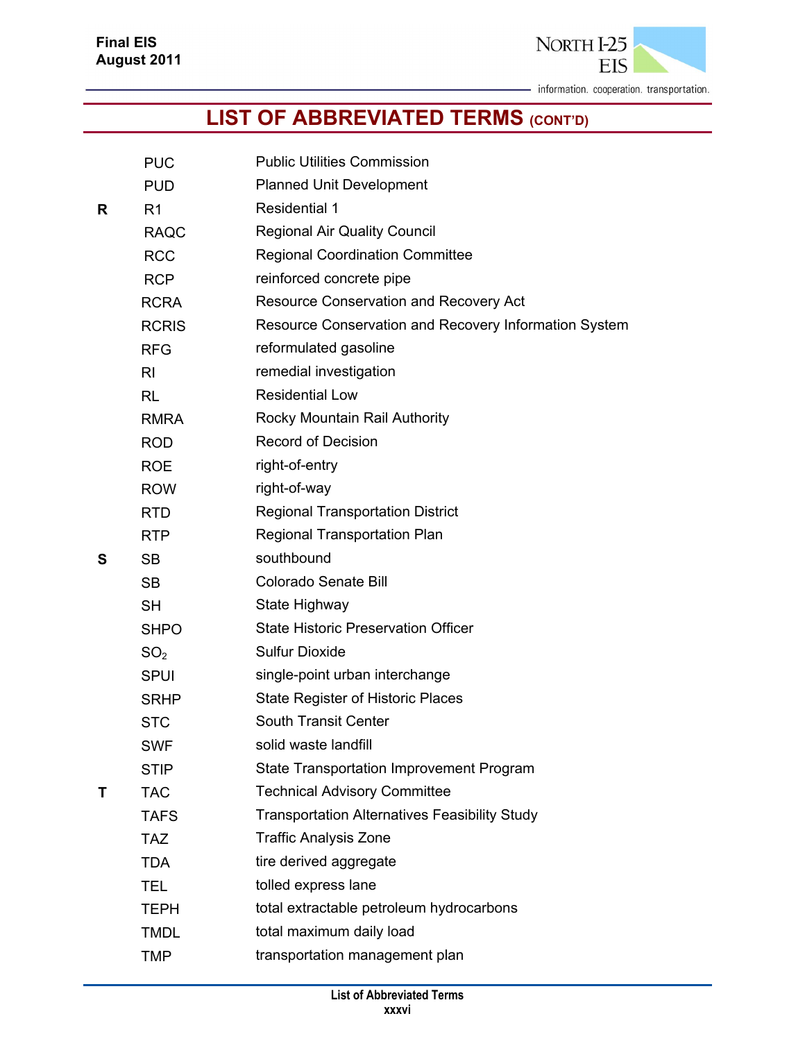# LIST OF ABBREVIATED TERMS (CONT'D)

| | | |
|---|---|---|
| | PUC | Public Utilities Commission |
| | PUD | Planned Unit Development |
| **R** | R1 | Residential 1 |
| | RAQC | Regional Air Quality Council |
| | RCC | Regional Coordination Committee |
| | RCP | reinforced concrete pipe |
| | RCRA | Resource Conservation and Recovery Act |
| | RCRIS | Resource Conservation and Recovery Information System |
| | RFG | reformulated gasoline |
| | RI | remedial investigation |
| | RL | Residential Low |
| | RMRA | Rocky Mountain Rail Authority |
| | ROD | Record of Decision |
| | ROE | right-of-entry |
| | ROW | right-of-way |
| | RTD | Regional Transportation District |
| | RTP | Regional Transportation Plan |
| **S** | SB | southbound |
| | SB | Colorado Senate Bill |
| | SH | State Highway |
| | SHPO | State Historic Preservation Officer |
| | $SO_2$ | Sulfur Dioxide |
| | SPUI | single-point urban interchange |
| | SRHP | State Register of Historic Places |
| | STC | South Transit Center |
| | SWF | solid waste landfill |
| | STIP | State Transportation Improvement Program |
| **T** | TAC | Technical Advisory Committee |
| | TAFS | Transportation Alternatives Feasibility Study |
| | TAZ | Traffic Analysis Zone |
| | TDA | tire derived aggregate |
| | TEL | tolled express lane |
| | TEPH | total extractable petroleum hydrocarbons |
| | TMDL | total maximum daily load |
| | TMP | transportation management plan |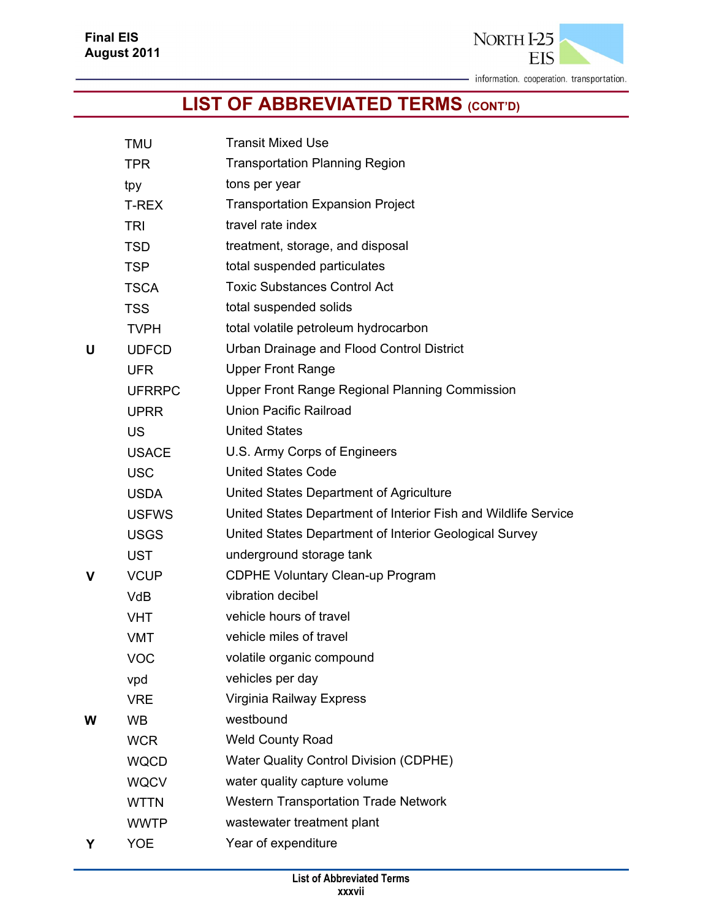# LIST OF ABBREVIATED TERMS (CONT'D)

| | | |
|---|---|---|
| | TMU | Transit Mixed Use |
| | TPR | Transportation Planning Region |
| | tpy | tons per year |
| | T-REX | Transportation Expansion Project |
| | TRI | travel rate index |
| | TSD | treatment, storage, and disposal |
| | TSP | total suspended particulates |
| | TSCA | Toxic Substances Control Act |
| | TSS | total suspended solids |
| | TVPH | total volatile petroleum hydrocarbon |
| **U** | UDFCD | Urban Drainage and Flood Control District |
| | UFR | Upper Front Range |
| | UFRRPC | Upper Front Range Regional Planning Commission |
| | UPRR | Union Pacific Railroad |
| | US | United States |
| | USACE | U.S. Army Corps of Engineers |
| | USC | United States Code |
| | USDA | United States Department of Agriculture |
| | USFWS | United States Department of Interior Fish and Wildlife Service |
| | USGS | United States Department of Interior Geological Survey |
| | UST | underground storage tank |
| **V** | VCUP | CDPHE Voluntary Clean-up Program |
| | VdB | vibration decibel |
| | VHT | vehicle hours of travel |
| | VMT | vehicle miles of travel |
| | VOC | volatile organic compound |
| | vpd | vehicles per day |
| | VRE | Virginia Railway Express |
| **W** | WB | westbound |
| | WCR | Weld County Road |
| | WQCD | Water Quality Control Division (CDPHE) |
| | WQCV | water quality capture volume |
| | WTTN | Western Transportation Trade Network |
| | WWTP | wastewater treatment plant |
| **Y** | YOE | Year of expenditure |